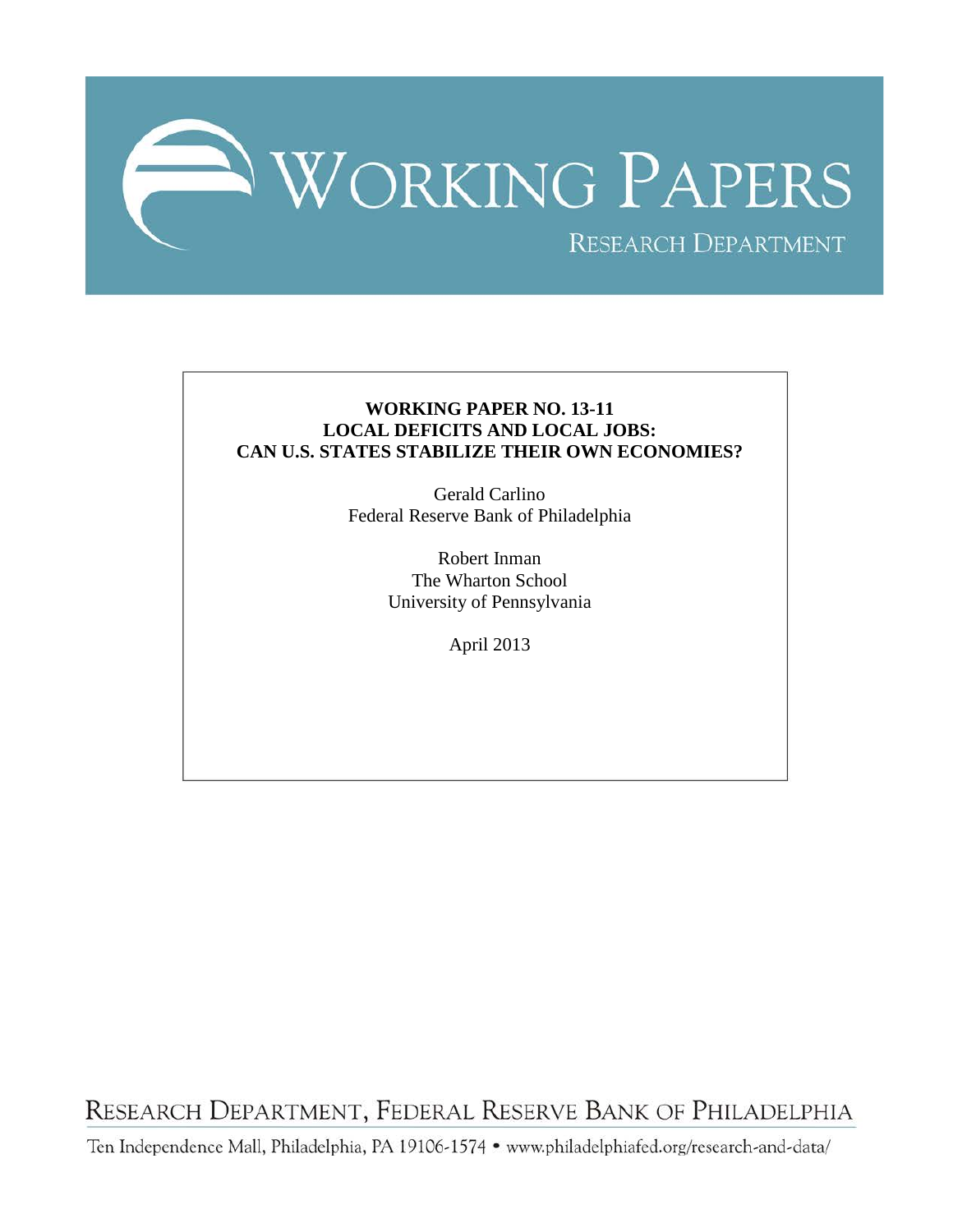# WORKING PAPERS

RESEARCH DEPARTMENT

**WORKING PAPER NO. 13-11**
**LOCAL DEFICITS AND LOCAL JOBS:**
**CAN U.S. STATES STABILIZE THEIR OWN ECONOMIES?**

Gerald Carlino
Federal Reserve Bank of Philadelphia

Robert Inman
The Wharton School
University of Pennsylvania

April 2013

RESEARCH DEPARTMENT, FEDERAL RESERVE BANK OF PHILADELPHIA

Ten Independence Mall, Philadelphia, PA 19106-1574 • www.philadelphiafed.org/research-and-data/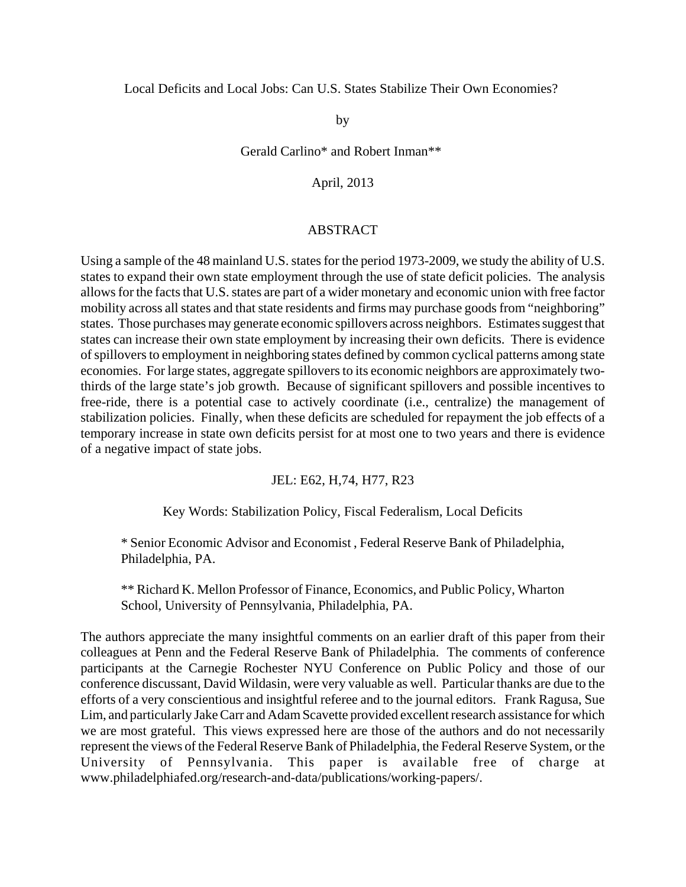Local Deficits and Local Jobs: Can U.S. States Stabilize Their Own Economies?

by

Gerald Carlino* and Robert Inman**

April, 2013

## ABSTRACT

Using a sample of the 48 mainland U.S. states for the period 1973-2009, we study the ability of U.S. states to expand their own state employment through the use of state deficit policies. The analysis allows for the facts that U.S. states are part of a wider monetary and economic union with free factor mobility across all states and that state residents and firms may purchase goods from "neighboring" states. Those purchases may generate economic spillovers across neighbors. Estimates suggest that states can increase their own state employment by increasing their own deficits. There is evidence of spillovers to employment in neighboring states defined by common cyclical patterns among state economies. For large states, aggregate spillovers to its economic neighbors are approximately two-thirds of the large state's job growth. Because of significant spillovers and possible incentives to free-ride, there is a potential case to actively coordinate (i.e., centralize) the management of stabilization policies. Finally, when these deficits are scheduled for repayment the job effects of a temporary increase in state own deficits persist for at most one to two years and there is evidence of a negative impact of state jobs.

JEL: E62, H,74, H77, R23

Key Words: Stabilization Policy, Fiscal Federalism, Local Deficits

\* Senior Economic Advisor and Economist , Federal Reserve Bank of Philadelphia, Philadelphia, PA.

\*\* Richard K. Mellon Professor of Finance, Economics, and Public Policy, Wharton School, University of Pennsylvania, Philadelphia, PA.

The authors appreciate the many insightful comments on an earlier draft of this paper from their colleagues at Penn and the Federal Reserve Bank of Philadelphia. The comments of conference participants at the Carnegie Rochester NYU Conference on Public Policy and those of our conference discussant, David Wildasin, were very valuable as well. Particular thanks are due to the efforts of a very conscientious and insightful referee and to the journal editors. Frank Ragusa, Sue Lim, and particularly Jake Carr and Adam Scavette provided excellent research assistance for which we are most grateful. This views expressed here are those of the authors and do not necessarily represent the views of the Federal Reserve Bank of Philadelphia, the Federal Reserve System, or the University of Pennsylvania. This paper is available free of charge at www.philadelphiafed.org/research-and-data/publications/working-papers/.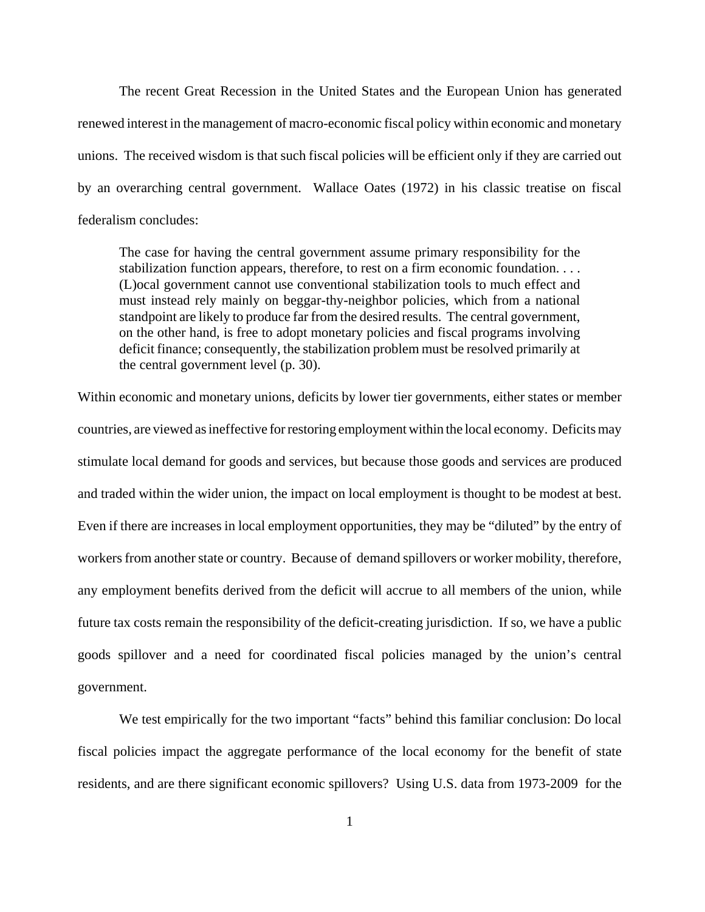The recent Great Recession in the United States and the European Union has generated renewed interest in the management of macro-economic fiscal policy within economic and monetary unions. The received wisdom is that such fiscal policies will be efficient only if they are carried out by an overarching central government. Wallace Oates (1972) in his classic treatise on fiscal federalism concludes:

> The case for having the central government assume primary responsibility for the stabilization function appears, therefore, to rest on a firm economic foundation. . . . (L)ocal government cannot use conventional stabilization tools to much effect and must instead rely mainly on beggar-thy-neighbor policies, which from a national standpoint are likely to produce far from the desired results. The central government, on the other hand, is free to adopt monetary policies and fiscal programs involving deficit finance; consequently, the stabilization problem must be resolved primarily at the central government level (p. 30).

Within economic and monetary unions, deficits by lower tier governments, either states or member countries, are viewed as ineffective for restoring employment within the local economy. Deficits may stimulate local demand for goods and services, but because those goods and services are produced and traded within the wider union, the impact on local employment is thought to be modest at best. Even if there are increases in local employment opportunities, they may be "diluted" by the entry of workers from another state or country. Because of demand spillovers or worker mobility, therefore, any employment benefits derived from the deficit will accrue to all members of the union, while future tax costs remain the responsibility of the deficit-creating jurisdiction. If so, we have a public goods spillover and a need for coordinated fiscal policies managed by the union's central government.

We test empirically for the two important "facts" behind this familiar conclusion: Do local fiscal policies impact the aggregate performance of the local economy for the benefit of state residents, and are there significant economic spillovers? Using U.S. data from 1973-2009 for the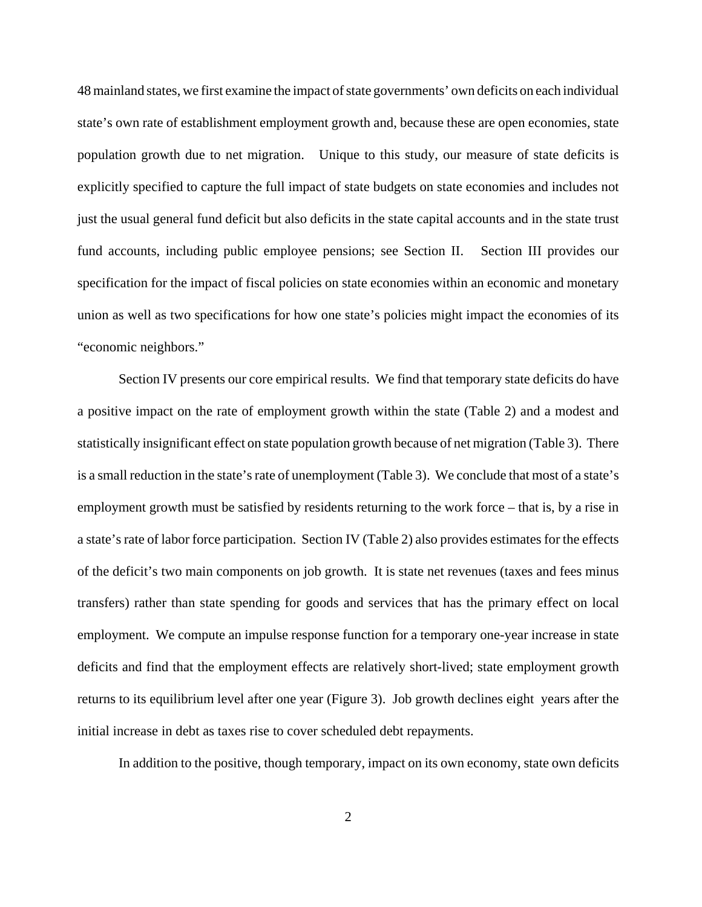48 mainland states, we first examine the impact of state governments' own deficits on each individual state's own rate of establishment employment growth and, because these are open economies, state population growth due to net migration. Unique to this study, our measure of state deficits is explicitly specified to capture the full impact of state budgets on state economies and includes not just the usual general fund deficit but also deficits in the state capital accounts and in the state trust fund accounts, including public employee pensions; see Section II. Section III provides our specification for the impact of fiscal policies on state economies within an economic and monetary union as well as two specifications for how one state's policies might impact the economies of its "economic neighbors."

Section IV presents our core empirical results. We find that temporary state deficits do have a positive impact on the rate of employment growth within the state (Table 2) and a modest and statistically insignificant effect on state population growth because of net migration (Table 3). There is a small reduction in the state's rate of unemployment (Table 3). We conclude that most of a state's employment growth must be satisfied by residents returning to the work force – that is, by a rise in a state's rate of labor force participation. Section IV (Table 2) also provides estimates for the effects of the deficit's two main components on job growth. It is state net revenues (taxes and fees minus transfers) rather than state spending for goods and services that has the primary effect on local employment. We compute an impulse response function for a temporary one-year increase in state deficits and find that the employment effects are relatively short-lived; state employment growth returns to its equilibrium level after one year (Figure 3). Job growth declines eight years after the initial increase in debt as taxes rise to cover scheduled debt repayments.

In addition to the positive, though temporary, impact on its own economy, state own deficits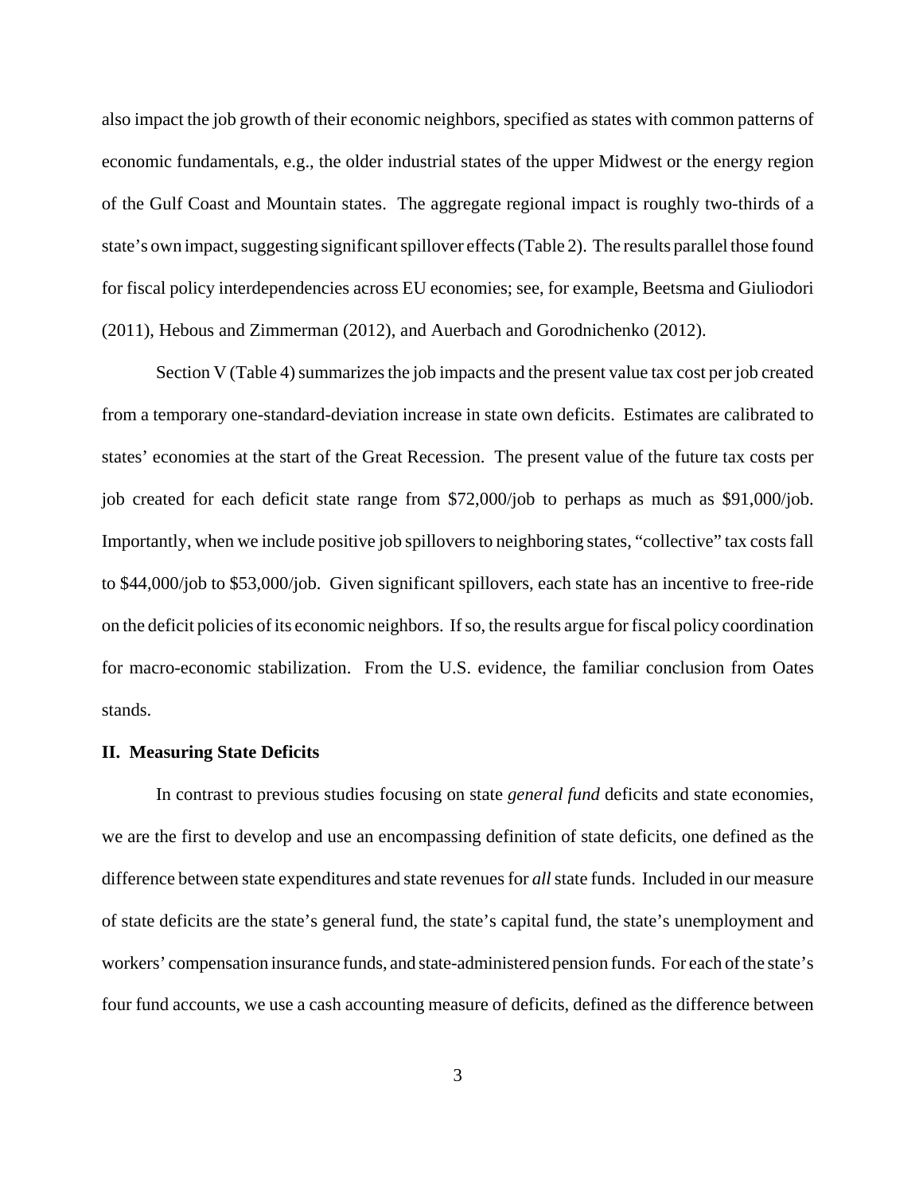also impact the job growth of their economic neighbors, specified as states with common patterns of economic fundamentals, e.g., the older industrial states of the upper Midwest or the energy region of the Gulf Coast and Mountain states. The aggregate regional impact is roughly two-thirds of a state's own impact, suggesting significant spillover effects (Table 2). The results parallel those found for fiscal policy interdependencies across EU economies; see, for example, Beetsma and Giuliodori (2011), Hebous and Zimmerman (2012), and Auerbach and Gorodnichenko (2012).

Section V (Table 4) summarizes the job impacts and the present value tax cost per job created from a temporary one-standard-deviation increase in state own deficits. Estimates are calibrated to states' economies at the start of the Great Recession. The present value of the future tax costs per job created for each deficit state range from $72,000/job to perhaps as much as $91,000/job. Importantly, when we include positive job spillovers to neighboring states, "collective" tax costs fall to $44,000/job to $53,000/job. Given significant spillovers, each state has an incentive to free-ride on the deficit policies of its economic neighbors. If so, the results argue for fiscal policy coordination for macro-economic stabilization. From the U.S. evidence, the familiar conclusion from Oates stands.

## II. Measuring State Deficits

In contrast to previous studies focusing on state *general fund* deficits and state economies, we are the first to develop and use an encompassing definition of state deficits, one defined as the difference between state expenditures and state revenues for *all* state funds. Included in our measure of state deficits are the state's general fund, the state's capital fund, the state's unemployment and workers' compensation insurance funds, and state-administered pension funds. For each of the state's four fund accounts, we use a cash accounting measure of deficits, defined as the difference between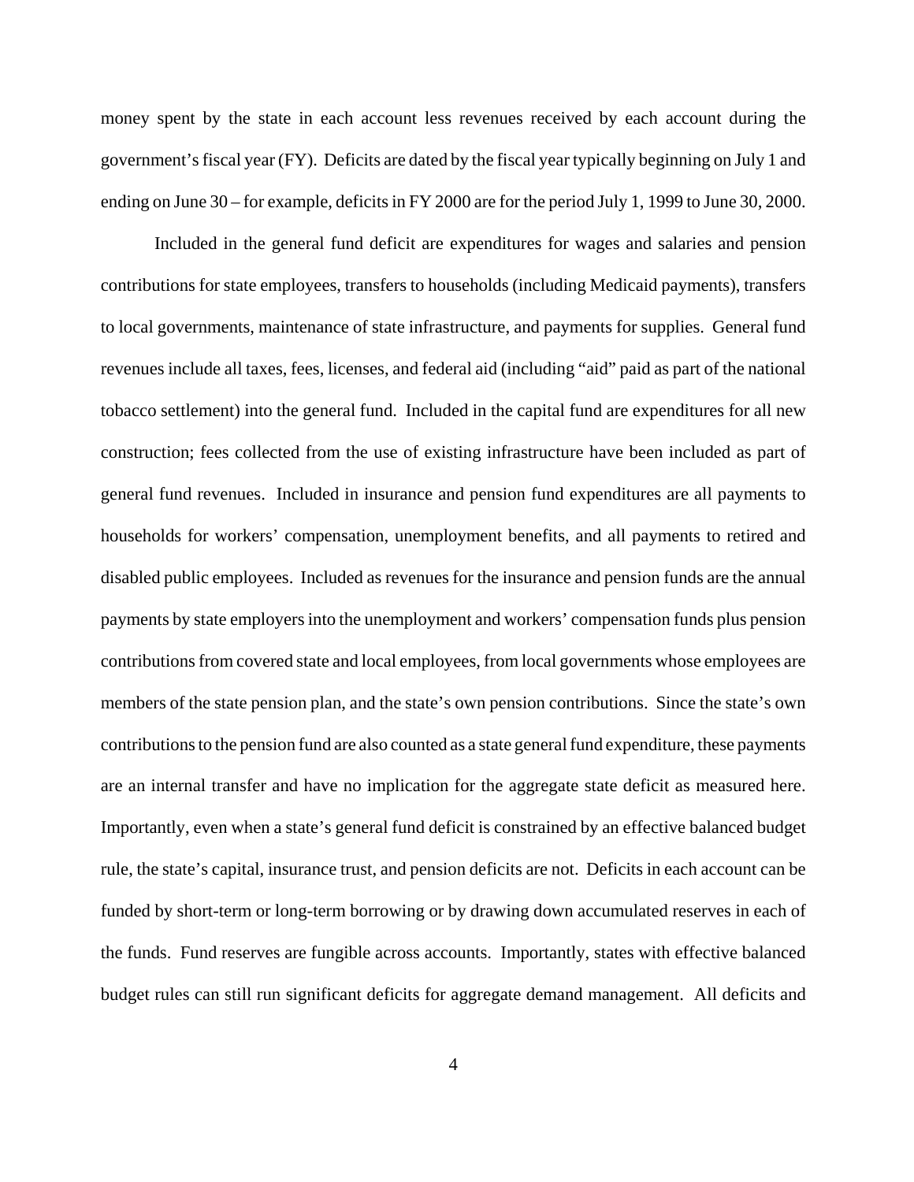money spent by the state in each account less revenues received by each account during the government's fiscal year (FY). Deficits are dated by the fiscal year typically beginning on July 1 and ending on June 30 – for example, deficits in FY 2000 are for the period July 1, 1999 to June 30, 2000.

Included in the general fund deficit are expenditures for wages and salaries and pension contributions for state employees, transfers to households (including Medicaid payments), transfers to local governments, maintenance of state infrastructure, and payments for supplies. General fund revenues include all taxes, fees, licenses, and federal aid (including "aid" paid as part of the national tobacco settlement) into the general fund. Included in the capital fund are expenditures for all new construction; fees collected from the use of existing infrastructure have been included as part of general fund revenues. Included in insurance and pension fund expenditures are all payments to households for workers' compensation, unemployment benefits, and all payments to retired and disabled public employees. Included as revenues for the insurance and pension funds are the annual payments by state employers into the unemployment and workers' compensation funds plus pension contributions from covered state and local employees, from local governments whose employees are members of the state pension plan, and the state's own pension contributions. Since the state's own contributions to the pension fund are also counted as a state general fund expenditure, these payments are an internal transfer and have no implication for the aggregate state deficit as measured here. Importantly, even when a state's general fund deficit is constrained by an effective balanced budget rule, the state's capital, insurance trust, and pension deficits are not. Deficits in each account can be funded by short-term or long-term borrowing or by drawing down accumulated reserves in each of the funds. Fund reserves are fungible across accounts. Importantly, states with effective balanced budget rules can still run significant deficits for aggregate demand management. All deficits and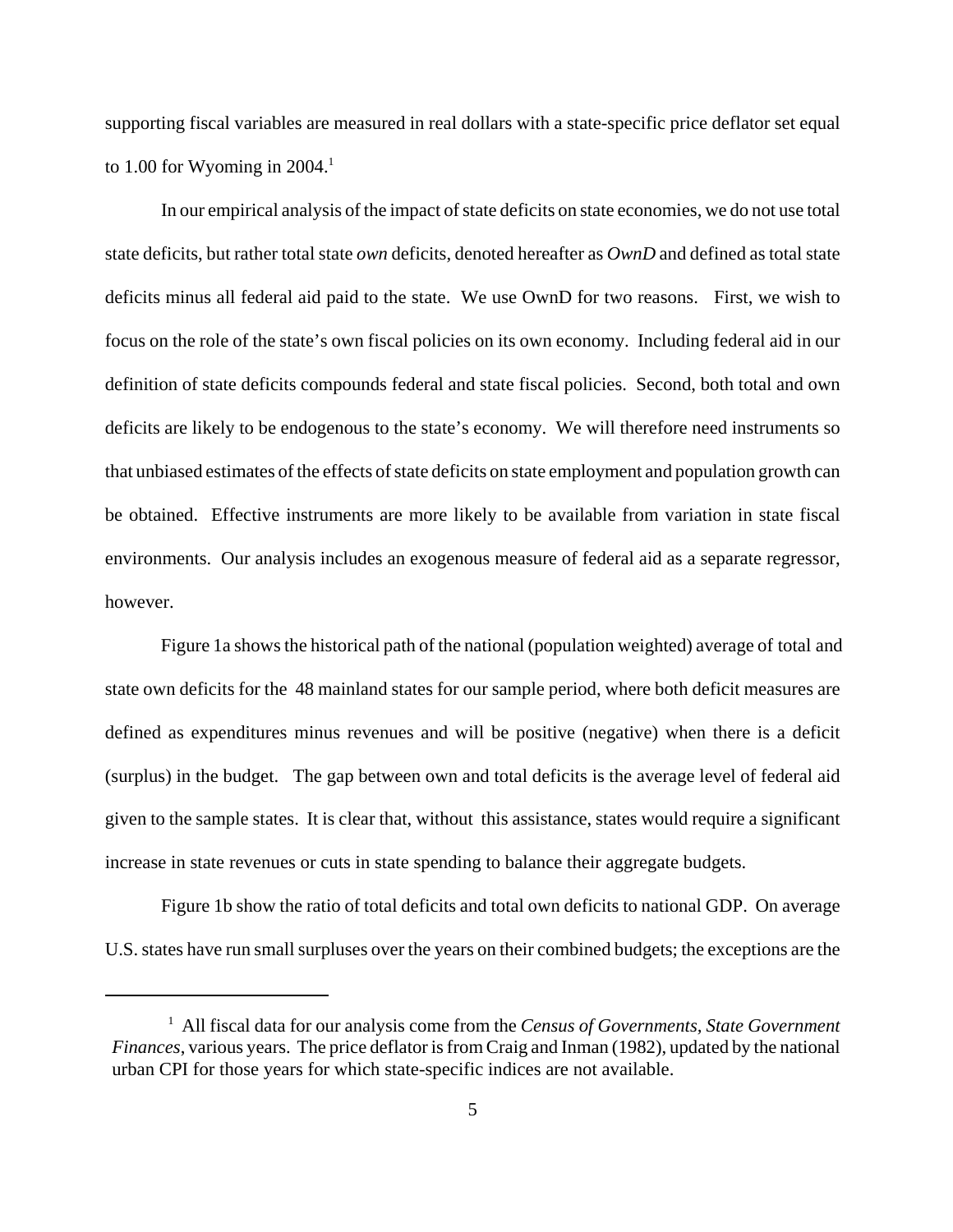supporting fiscal variables are measured in real dollars with a state-specific price deflator set equal to 1.00 for Wyoming in 2004.[1]

In our empirical analysis of the impact of state deficits on state economies, we do not use total state deficits, but rather total state *own* deficits, denoted hereafter as *OwnD* and defined as total state deficits minus all federal aid paid to the state. We use OwnD for two reasons. First, we wish to focus on the role of the state's own fiscal policies on its own economy. Including federal aid in our definition of state deficits compounds federal and state fiscal policies. Second, both total and own deficits are likely to be endogenous to the state's economy. We will therefore need instruments so that unbiased estimates of the effects of state deficits on state employment and population growth can be obtained. Effective instruments are more likely to be available from variation in state fiscal environments. Our analysis includes an exogenous measure of federal aid as a separate regressor, however.

Figure 1a shows the historical path of the national (population weighted) average of total and state own deficits for the 48 mainland states for our sample period, where both deficit measures are defined as expenditures minus revenues and will be positive (negative) when there is a deficit (surplus) in the budget. The gap between own and total deficits is the average level of federal aid given to the sample states. It is clear that, without this assistance, states would require a significant increase in state revenues or cuts in state spending to balance their aggregate budgets.

Figure 1b show the ratio of total deficits and total own deficits to national GDP. On average U.S. states have run small surpluses over the years on their combined budgets; the exceptions are the

---

[1] All fiscal data for our analysis come from the *Census of Governments, State Government Finances*, various years. The price deflator is from Craig and Inman (1982), updated by the national urban CPI for those years for which state-specific indices are not available.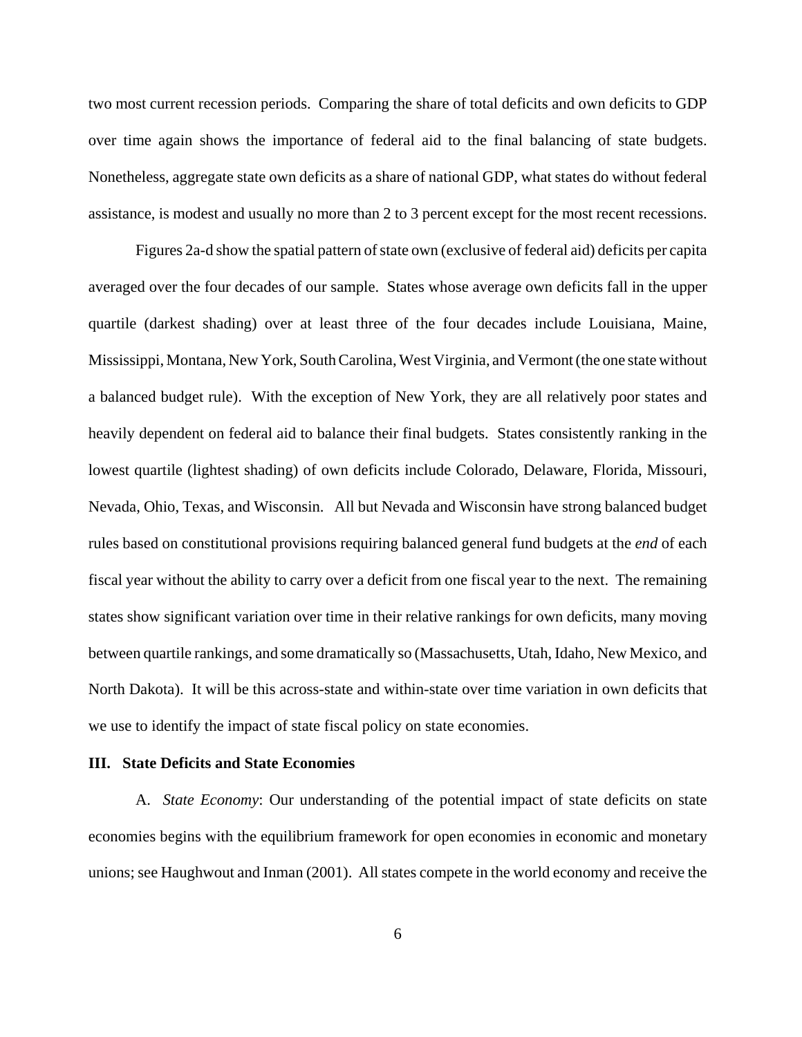two most current recession periods. Comparing the share of total deficits and own deficits to GDP over time again shows the importance of federal aid to the final balancing of state budgets. Nonetheless, aggregate state own deficits as a share of national GDP, what states do without federal assistance, is modest and usually no more than 2 to 3 percent except for the most recent recessions.

Figures 2a-d show the spatial pattern of state own (exclusive of federal aid) deficits per capita averaged over the four decades of our sample. States whose average own deficits fall in the upper quartile (darkest shading) over at least three of the four decades include Louisiana, Maine, Mississippi, Montana, New York, South Carolina, West Virginia, and Vermont (the one state without a balanced budget rule). With the exception of New York, they are all relatively poor states and heavily dependent on federal aid to balance their final budgets. States consistently ranking in the lowest quartile (lightest shading) of own deficits include Colorado, Delaware, Florida, Missouri, Nevada, Ohio, Texas, and Wisconsin. All but Nevada and Wisconsin have strong balanced budget rules based on constitutional provisions requiring balanced general fund budgets at the *end* of each fiscal year without the ability to carry over a deficit from one fiscal year to the next. The remaining states show significant variation over time in their relative rankings for own deficits, many moving between quartile rankings, and some dramatically so (Massachusetts, Utah, Idaho, New Mexico, and North Dakota). It will be this across-state and within-state over time variation in own deficits that we use to identify the impact of state fiscal policy on state economies.

## III. State Deficits and State Economies

A. *State Economy*: Our understanding of the potential impact of state deficits on state economies begins with the equilibrium framework for open economies in economic and monetary unions; see Haughwout and Inman (2001). All states compete in the world economy and receive the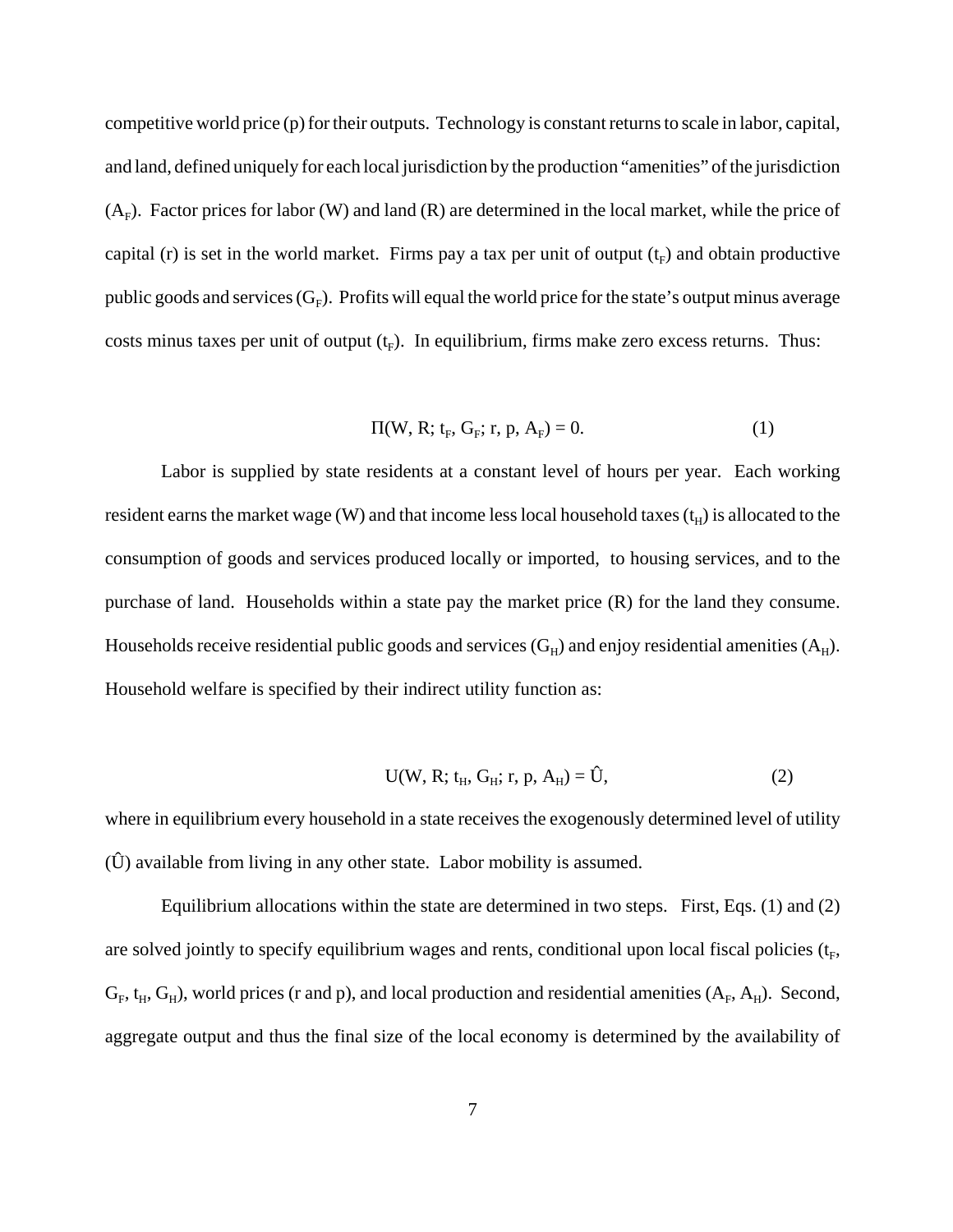competitive world price (p) for their outputs. Technology is constant returns to scale in labor, capital, and land, defined uniquely for each local jurisdiction by the production "amenities" of the jurisdiction ($A_F$). Factor prices for labor (W) and land (R) are determined in the local market, while the price of capital (r) is set in the world market. Firms pay a tax per unit of output ($t_F$) and obtain productive public goods and services ($G_F$). Profits will equal the world price for the state's output minus average costs minus taxes per unit of output ($t_F$). In equilibrium, firms make zero excess returns. Thus:

$$\Pi(W, R; t_F, G_F; r, p, A_F) = 0. \tag{1}$$

Labor is supplied by state residents at a constant level of hours per year. Each working resident earns the market wage (W) and that income less local household taxes ($t_H$) is allocated to the consumption of goods and services produced locally or imported, to housing services, and to the purchase of land. Households within a state pay the market price (R) for the land they consume. Households receive residential public goods and services ($G_H$) and enjoy residential amenities ($A_H$). Household welfare is specified by their indirect utility function as:

$$U(W, R; t_H, G_H; r, p, A_H) = \hat{U}, \tag{2}$$

where in equilibrium every household in a state receives the exogenously determined level of utility ($\hat{U}$) available from living in any other state. Labor mobility is assumed.

Equilibrium allocations within the state are determined in two steps. First, Eqs. (1) and (2) are solved jointly to specify equilibrium wages and rents, conditional upon local fiscal policies ($t_F$, $G_F$, $t_H$, $G_H$), world prices (r and p), and local production and residential amenities ($A_F$, $A_H$). Second, aggregate output and thus the final size of the local economy is determined by the availability of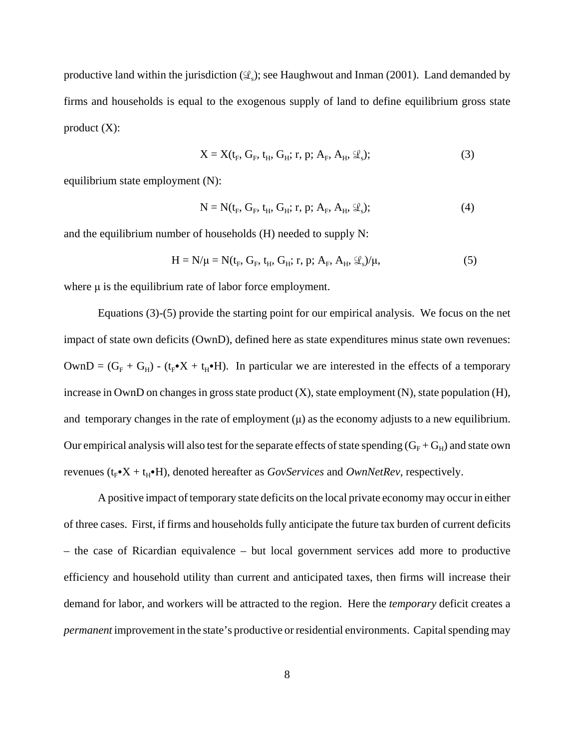productive land within the jurisdiction ($\mathcal{L}_s$); see Haughwout and Inman (2001). Land demanded by firms and households is equal to the exogenous supply of land to define equilibrium gross state product (X):

$$X = X(t_F, G_F, t_H, G_H; r, p; A_F, A_H, \mathcal{L}_s); \tag{3}$$

equilibrium state employment (N):

$$N = N(t_F, G_F, t_H, G_H; r, p; A_F, A_H, \mathcal{L}_s); \tag{4}$$

and the equilibrium number of households (H) needed to supply N:

$$H = N/\mu = N(t_F, G_F, t_H, G_H; r, p; A_F, A_H, \mathcal{L}_s)/\mu, \tag{5}$$

where $\mu$ is the equilibrium rate of labor force employment.

Equations (3)-(5) provide the starting point for our empirical analysis. We focus on the net impact of state own deficits (OwnD), defined here as state expenditures minus state own revenues: $OwnD = (G_F + G_H) - (t_F \bullet X + t_H \bullet H)$. In particular we are interested in the effects of a temporary increase in OwnD on changes in gross state product (X), state employment (N), state population (H), and temporary changes in the rate of employment ($\mu$) as the economy adjusts to a new equilibrium. Our empirical analysis will also test for the separate effects of state spending ($G_F + G_H$) and state own revenues ($t_F \bullet X + t_H \bullet H$), denoted hereafter as *GovServices* and *OwnNetRev*, respectively.

A positive impact of temporary state deficits on the local private economy may occur in either of three cases. First, if firms and households fully anticipate the future tax burden of current deficits – the case of Ricardian equivalence – but local government services add more to productive efficiency and household utility than current and anticipated taxes, then firms will increase their demand for labor, and workers will be attracted to the region. Here the *temporary* deficit creates a *permanent* improvement in the state's productive or residential environments. Capital spending may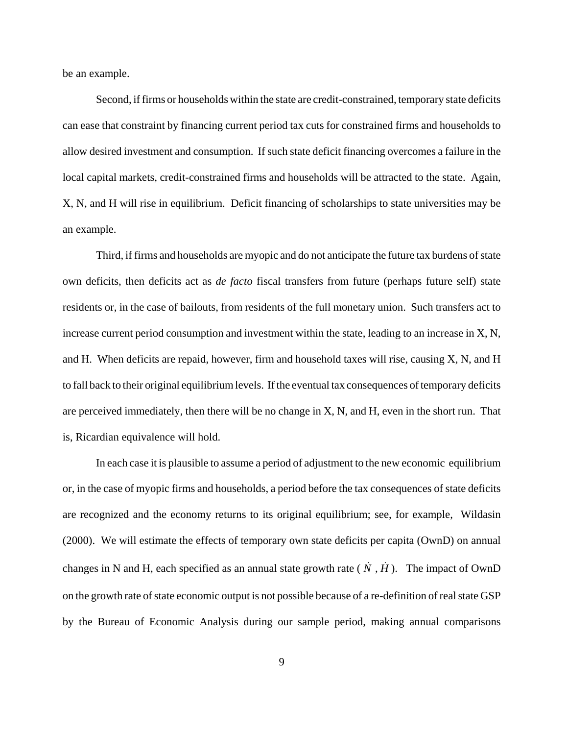be an example.

Second, if firms or households within the state are credit-constrained, temporary state deficits can ease that constraint by financing current period tax cuts for constrained firms and households to allow desired investment and consumption. If such state deficit financing overcomes a failure in the local capital markets, credit-constrained firms and households will be attracted to the state. Again, X, N, and H will rise in equilibrium. Deficit financing of scholarships to state universities may be an example.

Third, if firms and households are myopic and do not anticipate the future tax burdens of state own deficits, then deficits act as *de facto* fiscal transfers from future (perhaps future self) state residents or, in the case of bailouts, from residents of the full monetary union. Such transfers act to increase current period consumption and investment within the state, leading to an increase in X, N, and H. When deficits are repaid, however, firm and household taxes will rise, causing X, N, and H to fall back to their original equilibrium levels. If the eventual tax consequences of temporary deficits are perceived immediately, then there will be no change in X, N, and H, even in the short run. That is, Ricardian equivalence will hold.

In each case it is plausible to assume a period of adjustment to the new economic equilibrium or, in the case of myopic firms and households, a period before the tax consequences of state deficits are recognized and the economy returns to its original equilibrium; see, for example, Wildasin (2000). We will estimate the effects of temporary own state deficits per capita (OwnD) on annual changes in N and H, each specified as an annual state growth rate ( $\dot{N}$ , $\dot{H}$ ). The impact of OwnD on the growth rate of state economic output is not possible because of a re-definition of real state GSP by the Bureau of Economic Analysis during our sample period, making annual comparisons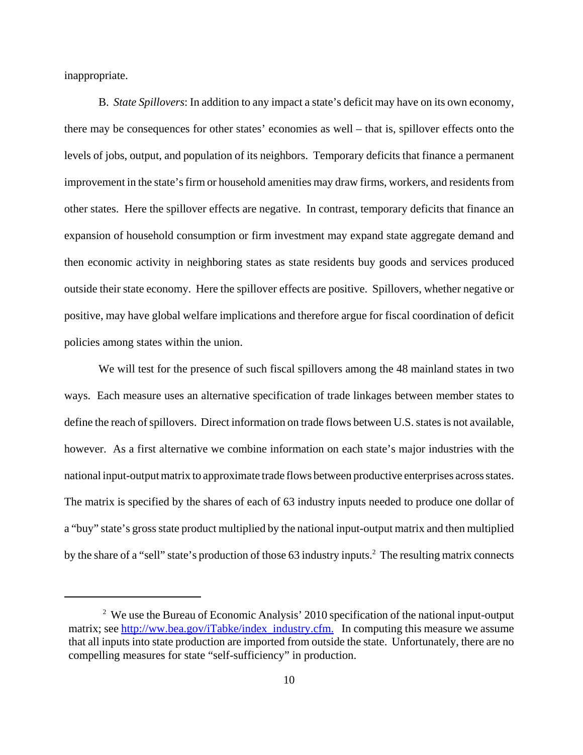inappropriate.

B. *State Spillovers*: In addition to any impact a state's deficit may have on its own economy, there may be consequences for other states' economies as well – that is, spillover effects onto the levels of jobs, output, and population of its neighbors. Temporary deficits that finance a permanent improvement in the state's firm or household amenities may draw firms, workers, and residents from other states. Here the spillover effects are negative. In contrast, temporary deficits that finance an expansion of household consumption or firm investment may expand state aggregate demand and then economic activity in neighboring states as state residents buy goods and services produced outside their state economy. Here the spillover effects are positive. Spillovers, whether negative or positive, may have global welfare implications and therefore argue for fiscal coordination of deficit policies among states within the union.

We will test for the presence of such fiscal spillovers among the 48 mainland states in two ways. Each measure uses an alternative specification of trade linkages between member states to define the reach of spillovers. Direct information on trade flows between U.S. states is not available, however. As a first alternative we combine information on each state's major industries with the national input-output matrix to approximate trade flows between productive enterprises across states. The matrix is specified by the shares of each of 63 industry inputs needed to produce one dollar of a "buy" state's gross state product multiplied by the national input-output matrix and then multiplied by the share of a "sell" state's production of those 63 industry inputs.[2] The resulting matrix connects

---

[2] We use the Bureau of Economic Analysis' 2010 specification of the national input-output matrix; see http://ww.bea.gov/iTabke/index_industry.cfm. In computing this measure we assume that all inputs into state production are imported from outside the state. Unfortunately, there are no compelling measures for state "self-sufficiency" in production.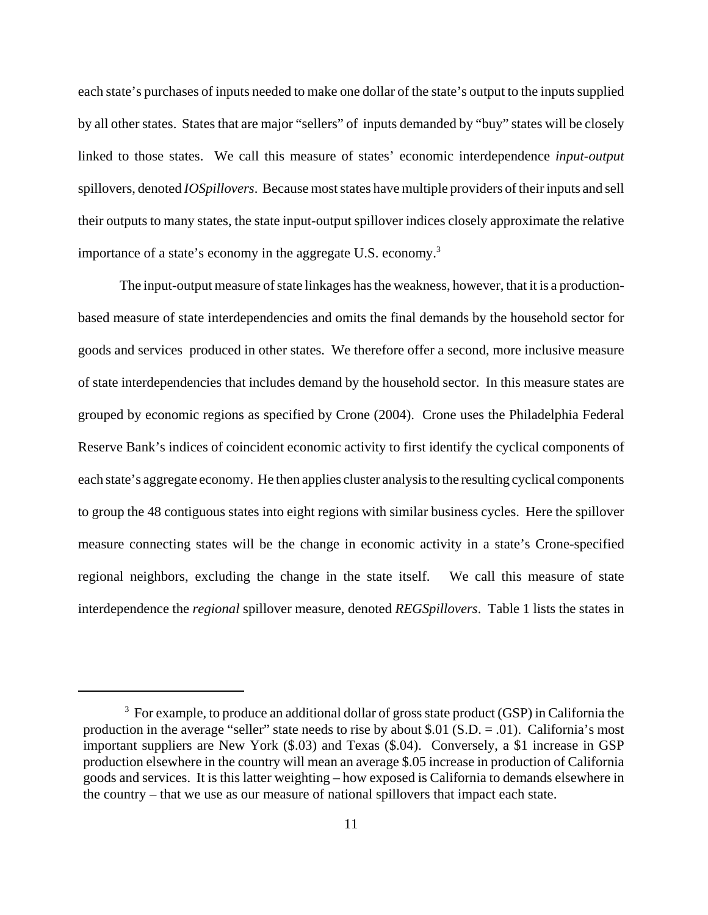each state's purchases of inputs needed to make one dollar of the state's output to the inputs supplied by all other states. States that are major "sellers" of inputs demanded by "buy" states will be closely linked to those states. We call this measure of states' economic interdependence *input-output* spillovers, denoted *IOSpillovers*. Because most states have multiple providers of their inputs and sell their outputs to many states, the state input-output spillover indices closely approximate the relative importance of a state's economy in the aggregate U.S. economy.[3]

The input-output measure of state linkages has the weakness, however, that it is a production-based measure of state interdependencies and omits the final demands by the household sector for goods and services produced in other states. We therefore offer a second, more inclusive measure of state interdependencies that includes demand by the household sector. In this measure states are grouped by economic regions as specified by Crone (2004). Crone uses the Philadelphia Federal Reserve Bank's indices of coincident economic activity to first identify the cyclical components of each state's aggregate economy. He then applies cluster analysis to the resulting cyclical components to group the 48 contiguous states into eight regions with similar business cycles. Here the spillover measure connecting states will be the change in economic activity in a state's Crone-specified regional neighbors, excluding the change in the state itself. We call this measure of state interdependence the *regional* spillover measure, denoted *REGSpillovers*. Table 1 lists the states in

---

[3] For example, to produce an additional dollar of gross state product (GSP) in California the production in the average "seller" state needs to rise by about \$.01 (S.D. = .01). California's most important suppliers are New York (\$.03) and Texas (\$.04). Conversely, a \$1 increase in GSP production elsewhere in the country will mean an average \$.05 increase in production of California goods and services. It is this latter weighting – how exposed is California to demands elsewhere in the country – that we use as our measure of national spillovers that impact each state.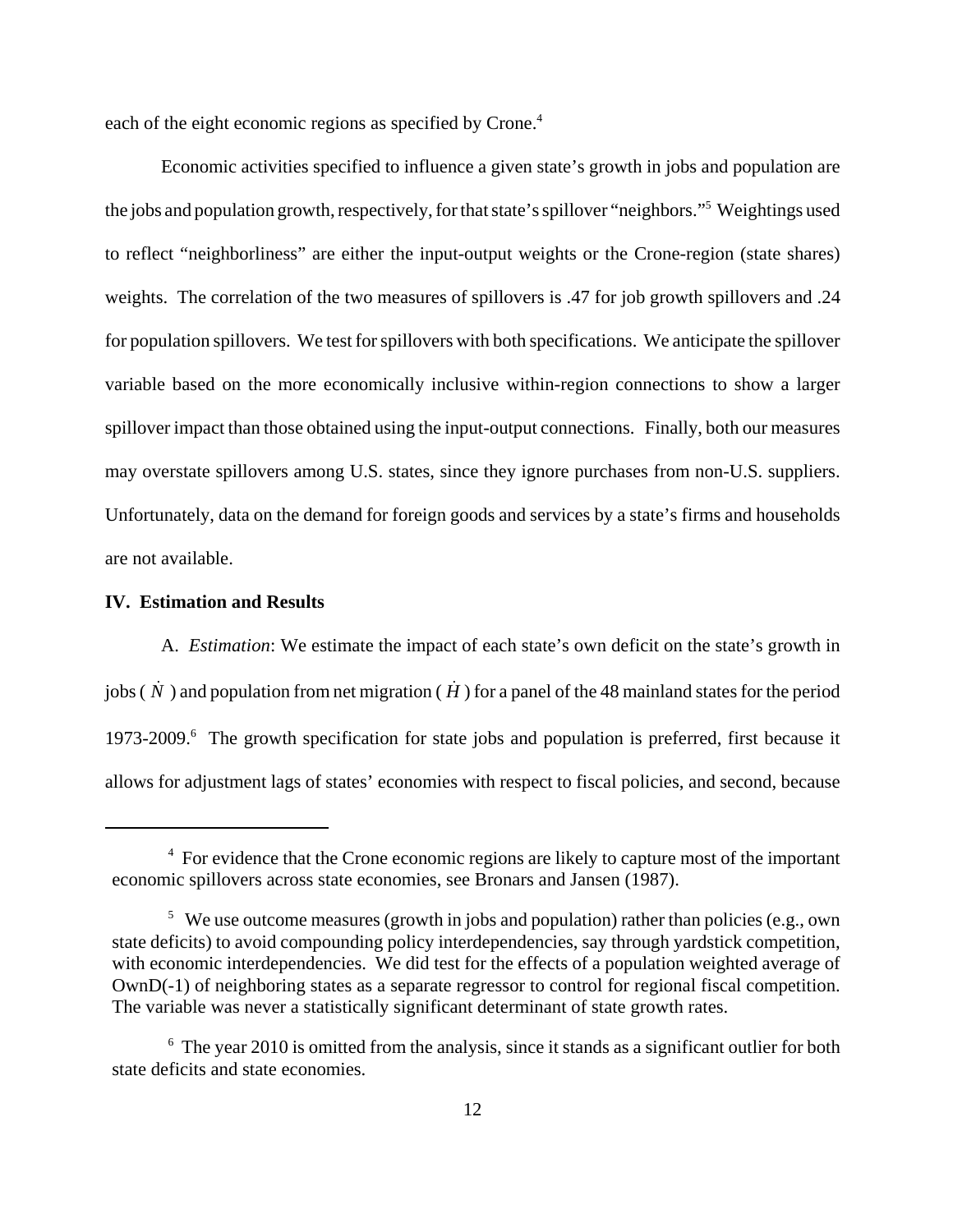each of the eight economic regions as specified by Crone.[4]

Economic activities specified to influence a given state's growth in jobs and population are the jobs and population growth, respectively, for that state's spillover "neighbors."[5] Weightings used to reflect "neighborliness" are either the input-output weights or the Crone-region (state shares) weights. The correlation of the two measures of spillovers is .47 for job growth spillovers and .24 for population spillovers. We test for spillovers with both specifications. We anticipate the spillover variable based on the more economically inclusive within-region connections to show a larger spillover impact than those obtained using the input-output connections. Finally, both our measures may overstate spillovers among U.S. states, since they ignore purchases from non-U.S. suppliers. Unfortunately, data on the demand for foreign goods and services by a state's firms and households are not available.

**IV. Estimation and Results**

A. *Estimation*: We estimate the impact of each state's own deficit on the state's growth in jobs ( $\dot{N}$ ) and population from net migration ( $\dot{H}$ ) for a panel of the 48 mainland states for the period 1973-2009.[6] The growth specification for state jobs and population is preferred, first because it allows for adjustment lags of states' economies with respect to fiscal policies, and second, because

---

[4] For evidence that the Crone economic regions are likely to capture most of the important economic spillovers across state economies, see Bronars and Jansen (1987).

[5] We use outcome measures (growth in jobs and population) rather than policies (e.g., own state deficits) to avoid compounding policy interdependencies, say through yardstick competition, with economic interdependencies. We did test for the effects of a population weighted average of OwnD(-1) of neighboring states as a separate regressor to control for regional fiscal competition. The variable was never a statistically significant determinant of state growth rates.

[6] The year 2010 is omitted from the analysis, since it stands as a significant outlier for both state deficits and state economies.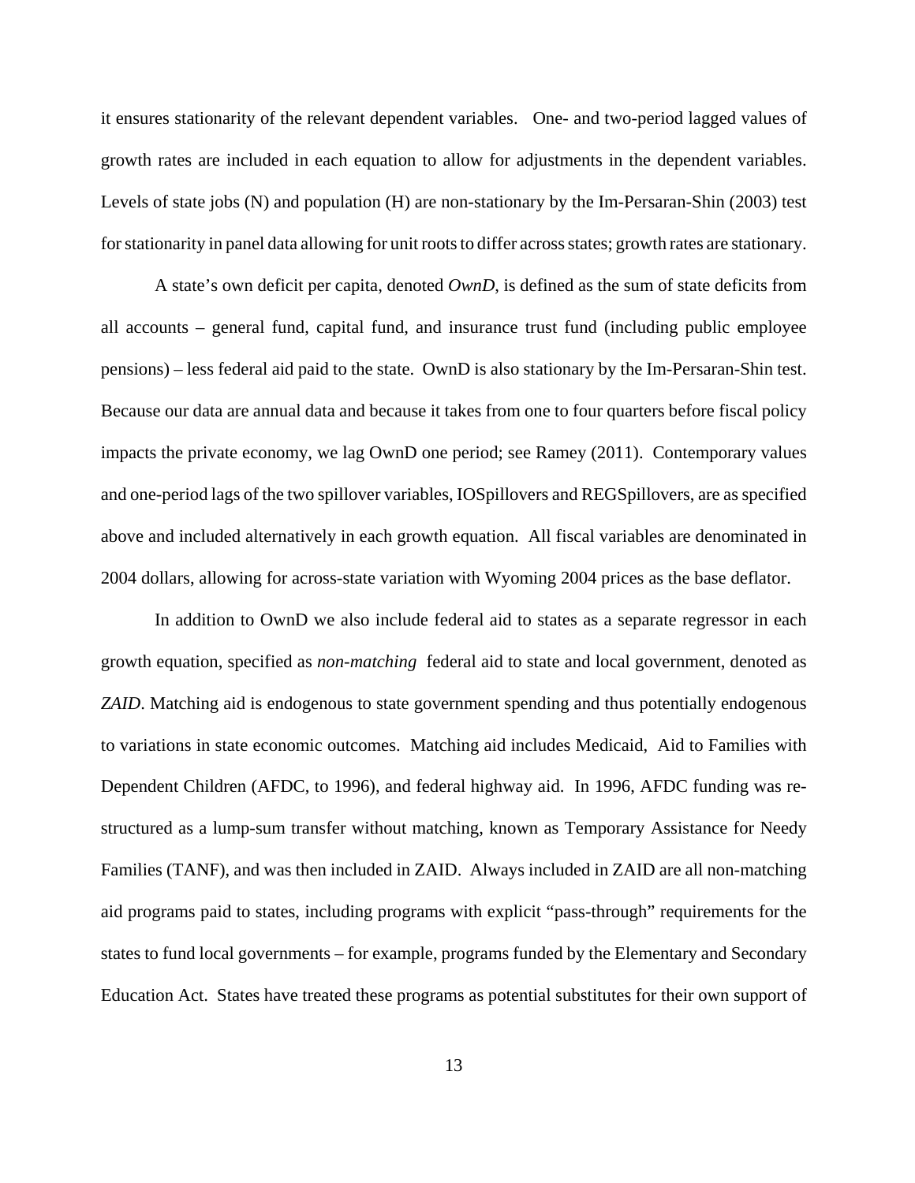it ensures stationarity of the relevant dependent variables. One- and two-period lagged values of growth rates are included in each equation to allow for adjustments in the dependent variables. Levels of state jobs (N) and population (H) are non-stationary by the Im-Persaran-Shin (2003) test for stationarity in panel data allowing for unit roots to differ across states; growth rates are stationary.

A state's own deficit per capita, denoted *OwnD*, is defined as the sum of state deficits from all accounts – general fund, capital fund, and insurance trust fund (including public employee pensions) – less federal aid paid to the state. OwnD is also stationary by the Im-Persaran-Shin test. Because our data are annual data and because it takes from one to four quarters before fiscal policy impacts the private economy, we lag OwnD one period; see Ramey (2011). Contemporary values and one-period lags of the two spillover variables, IOSpillovers and REGSpillovers, are as specified above and included alternatively in each growth equation. All fiscal variables are denominated in 2004 dollars, allowing for across-state variation with Wyoming 2004 prices as the base deflator.

In addition to OwnD we also include federal aid to states as a separate regressor in each growth equation, specified as *non-matching* federal aid to state and local government, denoted as *ZAID*. Matching aid is endogenous to state government spending and thus potentially endogenous to variations in state economic outcomes. Matching aid includes Medicaid, Aid to Families with Dependent Children (AFDC, to 1996), and federal highway aid. In 1996, AFDC funding was re-structured as a lump-sum transfer without matching, known as Temporary Assistance for Needy Families (TANF), and was then included in ZAID. Always included in ZAID are all non-matching aid programs paid to states, including programs with explicit "pass-through" requirements for the states to fund local governments – for example, programs funded by the Elementary and Secondary Education Act. States have treated these programs as potential substitutes for their own support of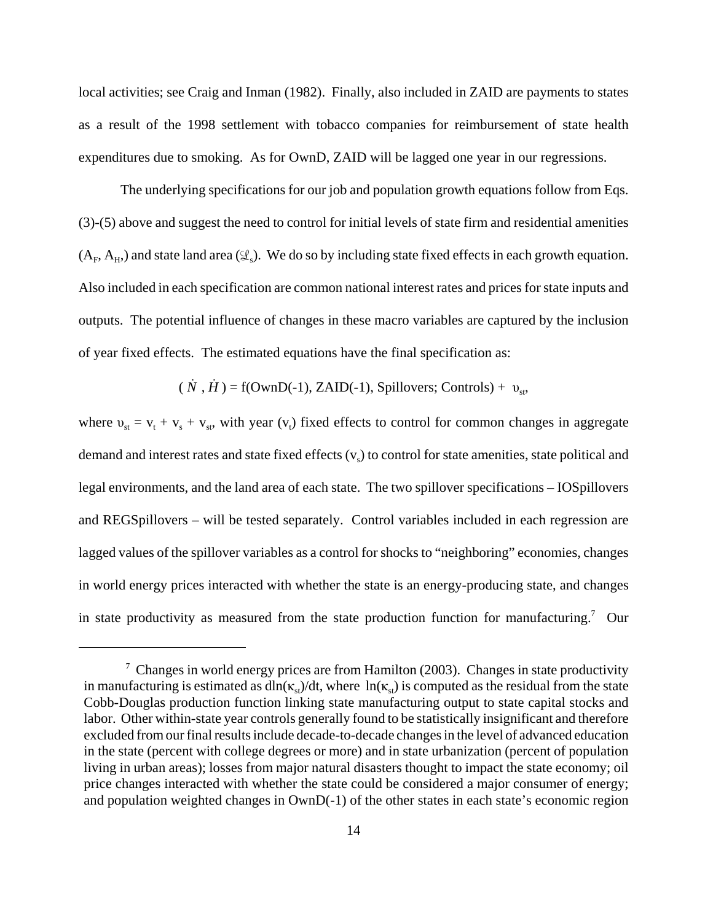local activities; see Craig and Inman (1982). Finally, also included in ZAID are payments to states as a result of the 1998 settlement with tobacco companies for reimbursement of state health expenditures due to smoking. As for OwnD, ZAID will be lagged one year in our regressions.

The underlying specifications for our job and population growth equations follow from Eqs. (3)-(5) above and suggest the need to control for initial levels of state firm and residential amenities ($A_F$, $A_H$,) and state land area ($\mathscr{L}_s$). We do so by including state fixed effects in each growth equation. Also included in each specification are common national interest rates and prices for state inputs and outputs. The potential influence of changes in these macro variables are captured by the inclusion of year fixed effects. The estimated equations have the final specification as:

$$(\dot{N}, \dot{H}) = \text{f(OwnD(-1), ZAID(-1), Spillovers; Controls)} + \upsilon_{st},$$

where $\upsilon_{st} = v_t + v_s + v_{st}$, with year ($v_t$) fixed effects to control for common changes in aggregate demand and interest rates and state fixed effects ($v_s$) to control for state amenities, state political and legal environments, and the land area of each state. The two spillover specifications – IOSpillovers and REGSpillovers – will be tested separately. Control variables included in each regression are lagged values of the spillover variables as a control for shocks to "neighboring" economies, changes in world energy prices interacted with whether the state is an energy-producing state, and changes in state productivity as measured from the state production function for manufacturing.[7] Our

[7] Changes in world energy prices are from Hamilton (2003). Changes in state productivity in manufacturing is estimated as $d\ln(\kappa_{st})/dt$, where $\ln(\kappa_{st})$ is computed as the residual from the state Cobb-Douglas production function linking state manufacturing output to state capital stocks and labor. Other within-state year controls generally found to be statistically insignificant and therefore excluded from our final results include decade-to-decade changes in the level of advanced education in the state (percent with college degrees or more) and in state urbanization (percent of population living in urban areas); losses from major natural disasters thought to impact the state economy; oil price changes interacted with whether the state could be considered a major consumer of energy; and population weighted changes in OwnD(-1) of the other states in each state's economic region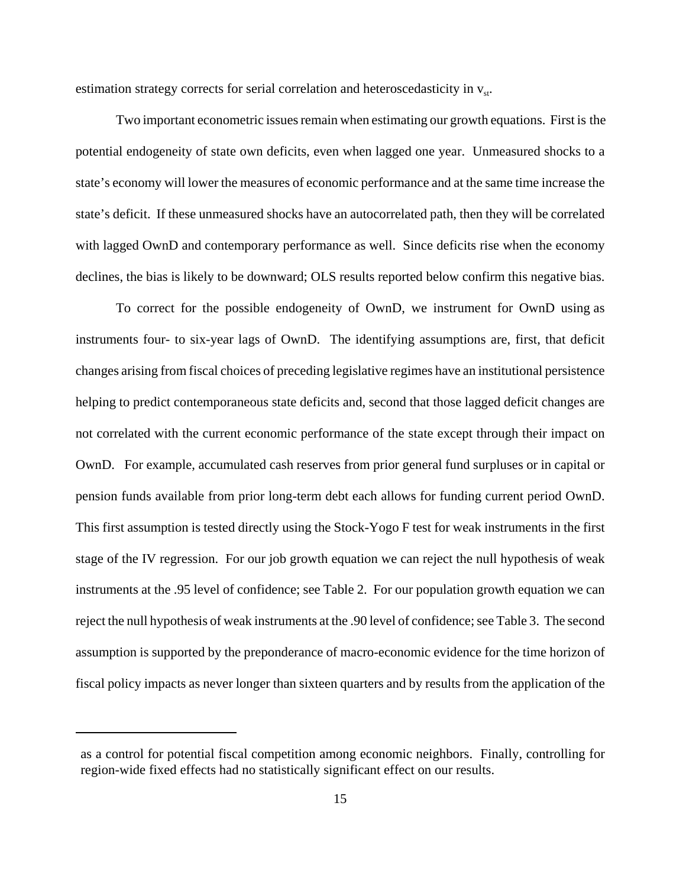estimation strategy corrects for serial correlation and heteroscedasticity in $v_{st}$.

Two important econometric issues remain when estimating our growth equations. First is the potential endogeneity of state own deficits, even when lagged one year. Unmeasured shocks to a state's economy will lower the measures of economic performance and at the same time increase the state's deficit. If these unmeasured shocks have an autocorrelated path, then they will be correlated with lagged OwnD and contemporary performance as well. Since deficits rise when the economy declines, the bias is likely to be downward; OLS results reported below confirm this negative bias.

To correct for the possible endogeneity of OwnD, we instrument for OwnD using as instruments four- to six-year lags of OwnD. The identifying assumptions are, first, that deficit changes arising from fiscal choices of preceding legislative regimes have an institutional persistence helping to predict contemporaneous state deficits and, second that those lagged deficit changes are not correlated with the current economic performance of the state except through their impact on OwnD. For example, accumulated cash reserves from prior general fund surpluses or in capital or pension funds available from prior long-term debt each allows for funding current period OwnD. This first assumption is tested directly using the Stock-Yogo F test for weak instruments in the first stage of the IV regression. For our job growth equation we can reject the null hypothesis of weak instruments at the .95 level of confidence; see Table 2. For our population growth equation we can reject the null hypothesis of weak instruments at the .90 level of confidence; see Table 3. The second assumption is supported by the preponderance of macro-economic evidence for the time horizon of fiscal policy impacts as never longer than sixteen quarters and by results from the application of the

---

as a control for potential fiscal competition among economic neighbors. Finally, controlling for region-wide fixed effects had no statistically significant effect on our results.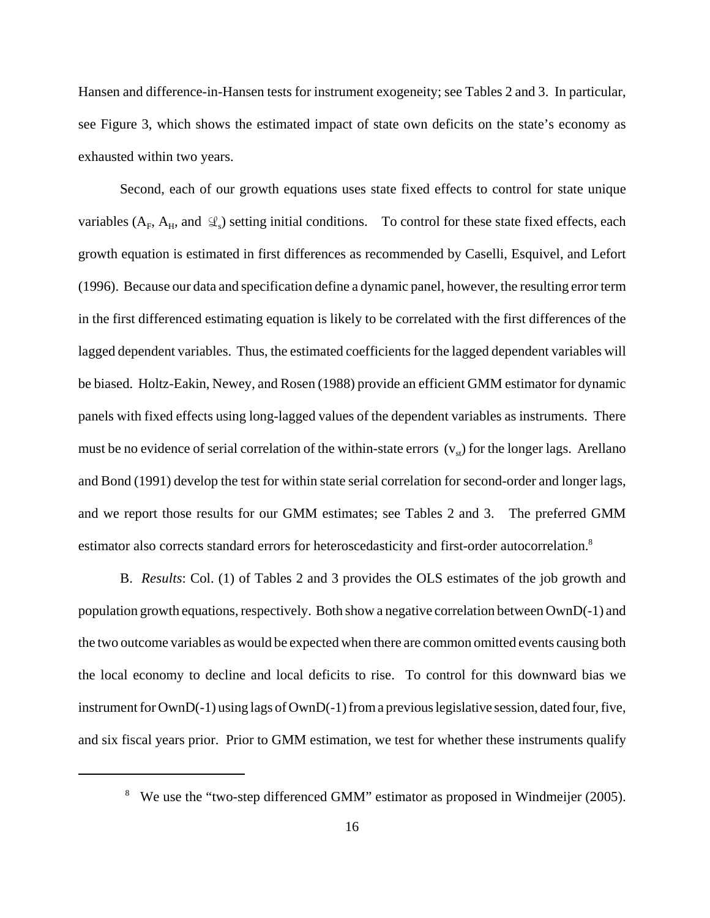Hansen and difference-in-Hansen tests for instrument exogeneity; see Tables 2 and 3. In particular, see Figure 3, which shows the estimated impact of state own deficits on the state's economy as exhausted within two years.

Second, each of our growth equations uses state fixed effects to control for state unique variables ($A_F$, $A_H$, and $\mathcal{L}_s$) setting initial conditions. To control for these state fixed effects, each growth equation is estimated in first differences as recommended by Caselli, Esquivel, and Lefort (1996). Because our data and specification define a dynamic panel, however, the resulting error term in the first differenced estimating equation is likely to be correlated with the first differences of the lagged dependent variables. Thus, the estimated coefficients for the lagged dependent variables will be biased. Holtz-Eakin, Newey, and Rosen (1988) provide an efficient GMM estimator for dynamic panels with fixed effects using long-lagged values of the dependent variables as instruments. There must be no evidence of serial correlation of the within-state errors ($v_{st}$) for the longer lags. Arellano and Bond (1991) develop the test for within state serial correlation for second-order and longer lags, and we report those results for our GMM estimates; see Tables 2 and 3. The preferred GMM estimator also corrects standard errors for heteroscedasticity and first-order autocorrelation.[8]

B. *Results*: Col. (1) of Tables 2 and 3 provides the OLS estimates of the job growth and population growth equations, respectively. Both show a negative correlation between OwnD(-1) and the two outcome variables as would be expected when there are common omitted events causing both the local economy to decline and local deficits to rise. To control for this downward bias we instrument for OwnD(-1) using lags of OwnD(-1) from a previous legislative session, dated four, five, and six fiscal years prior. Prior to GMM estimation, we test for whether these instruments qualify

[8] We use the "two-step differenced GMM" estimator as proposed in Windmeijer (2005).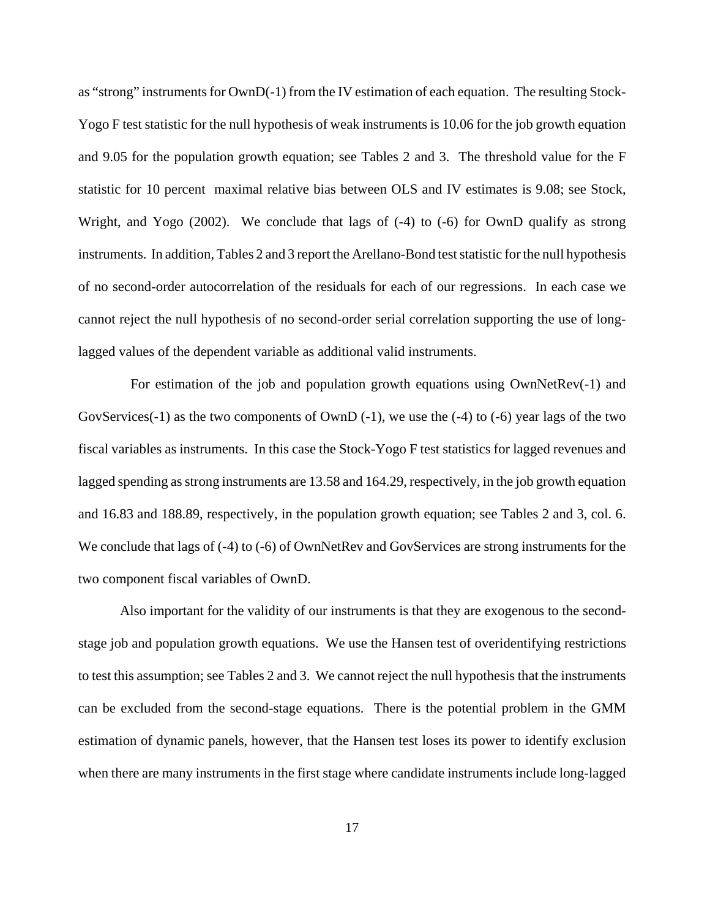as "strong" instruments for OwnD(-1) from the IV estimation of each equation. The resulting Stock-Yogo F test statistic for the null hypothesis of weak instruments is 10.06 for the job growth equation and 9.05 for the population growth equation; see Tables 2 and 3. The threshold value for the F statistic for 10 percent maximal relative bias between OLS and IV estimates is 9.08; see Stock, Wright, and Yogo (2002). We conclude that lags of (-4) to (-6) for OwnD qualify as strong instruments. In addition, Tables 2 and 3 report the Arellano-Bond test statistic for the null hypothesis of no second-order autocorrelation of the residuals for each of our regressions. In each case we cannot reject the null hypothesis of no second-order serial correlation supporting the use of long-lagged values of the dependent variable as additional valid instruments.

For estimation of the job and population growth equations using OwnNetRev(-1) and GovServices(-1) as the two components of OwnD (-1), we use the (-4) to (-6) year lags of the two fiscal variables as instruments. In this case the Stock-Yogo F test statistics for lagged revenues and lagged spending as strong instruments are 13.58 and 164.29, respectively, in the job growth equation and 16.83 and 188.89, respectively, in the population growth equation; see Tables 2 and 3, col. 6. We conclude that lags of (-4) to (-6) of OwnNetRev and GovServices are strong instruments for the two component fiscal variables of OwnD.

Also important for the validity of our instruments is that they are exogenous to the second-stage job and population growth equations. We use the Hansen test of overidentifying restrictions to test this assumption; see Tables 2 and 3. We cannot reject the null hypothesis that the instruments can be excluded from the second-stage equations. There is the potential problem in the GMM estimation of dynamic panels, however, that the Hansen test loses its power to identify exclusion when there are many instruments in the first stage where candidate instruments include long-lagged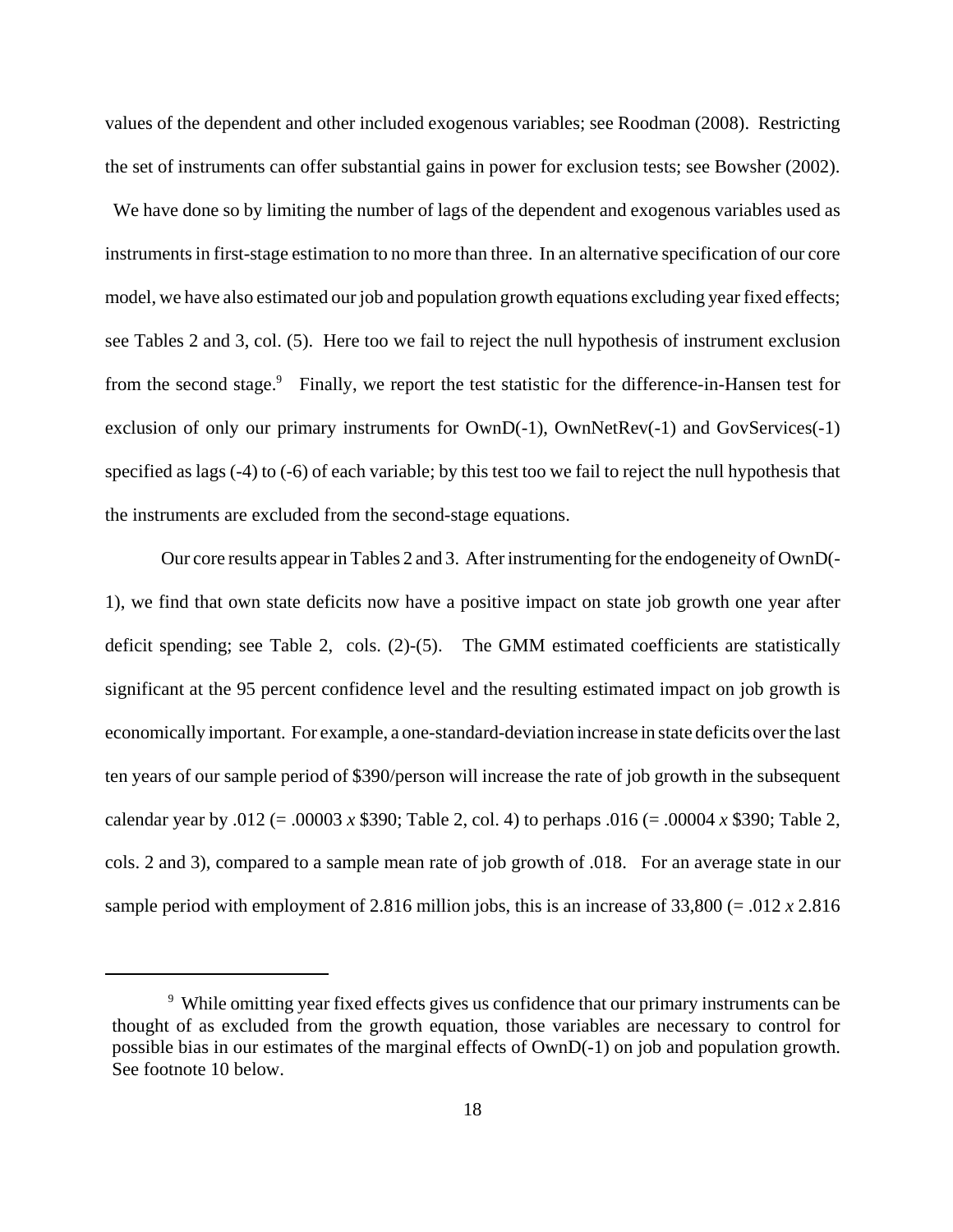values of the dependent and other included exogenous variables; see Roodman (2008). Restricting the set of instruments can offer substantial gains in power for exclusion tests; see Bowsher (2002). We have done so by limiting the number of lags of the dependent and exogenous variables used as instruments in first-stage estimation to no more than three. In an alternative specification of our core model, we have also estimated our job and population growth equations excluding year fixed effects; see Tables 2 and 3, col. (5). Here too we fail to reject the null hypothesis of instrument exclusion from the second stage.[9] Finally, we report the test statistic for the difference-in-Hansen test for exclusion of only our primary instruments for OwnD(-1), OwnNetRev(-1) and GovServices(-1) specified as lags (-4) to (-6) of each variable; by this test too we fail to reject the null hypothesis that the instruments are excluded from the second-stage equations.

Our core results appear in Tables 2 and 3. After instrumenting for the endogeneity of OwnD(-1), we find that own state deficits now have a positive impact on state job growth one year after deficit spending; see Table 2, cols. (2)-(5). The GMM estimated coefficients are statistically significant at the 95 percent confidence level and the resulting estimated impact on job growth is economically important. For example, a one-standard-deviation increase in state deficits over the last ten years of our sample period of \$390/person will increase the rate of job growth in the subsequent calendar year by .012 (= .00003 *x* \$390; Table 2, col. 4) to perhaps .016 (= .00004 *x* \$390; Table 2, cols. 2 and 3), compared to a sample mean rate of job growth of .018. For an average state in our sample period with employment of 2.816 million jobs, this is an increase of 33,800 (= .012 *x* 2.816

---

[9] While omitting year fixed effects gives us confidence that our primary instruments can be thought of as excluded from the growth equation, those variables are necessary to control for possible bias in our estimates of the marginal effects of OwnD(-1) on job and population growth. See footnote 10 below.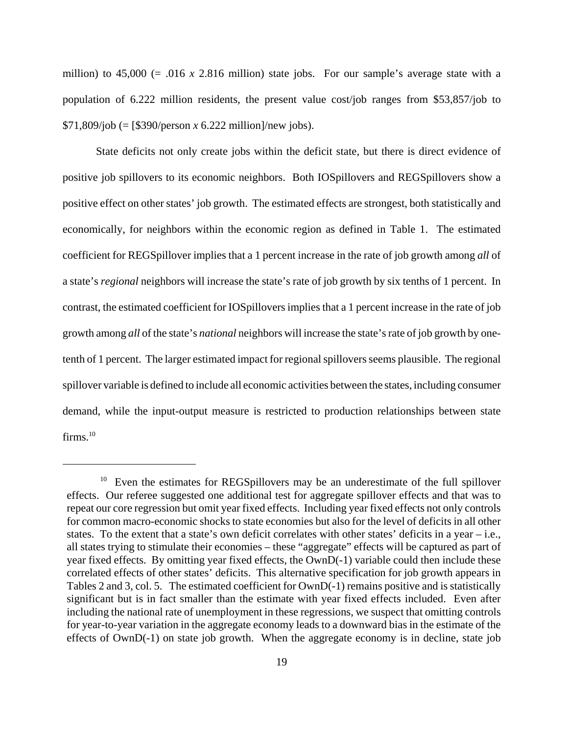million) to 45,000 (= .016 *x* 2.816 million) state jobs. For our sample's average state with a population of 6.222 million residents, the present value cost/job ranges from $53,857/job to $71,809/job (= [$390/person *x* 6.222 million]/new jobs).

State deficits not only create jobs within the deficit state, but there is direct evidence of positive job spillovers to its economic neighbors. Both IOSpillovers and REGSpillovers show a positive effect on other states' job growth. The estimated effects are strongest, both statistically and economically, for neighbors within the economic region as defined in Table 1. The estimated coefficient for REGSpillover implies that a 1 percent increase in the rate of job growth among *all* of a state's *regional* neighbors will increase the state's rate of job growth by six tenths of 1 percent. In contrast, the estimated coefficient for IOSpillovers implies that a 1 percent increase in the rate of job growth among *all* of the state's *national* neighbors will increase the state's rate of job growth by one-tenth of 1 percent. The larger estimated impact for regional spillovers seems plausible. The regional spillover variable is defined to include all economic activities between the states, including consumer demand, while the input-output measure is restricted to production relationships between state firms.[10]

---

[10] Even the estimates for REGSpillovers may be an underestimate of the full spillover effects. Our referee suggested one additional test for aggregate spillover effects and that was to repeat our core regression but omit year fixed effects. Including year fixed effects not only controls for common macro-economic shocks to state economies but also for the level of deficits in all other states. To the extent that a state's own deficit correlates with other states' deficits in a year – i.e., all states trying to stimulate their economies – these "aggregate" effects will be captured as part of year fixed effects. By omitting year fixed effects, the OwnD(-1) variable could then include these correlated effects of other states' deficits. This alternative specification for job growth appears in Tables 2 and 3, col. 5. The estimated coefficient for OwnD(-1) remains positive and is statistically significant but is in fact smaller than the estimate with year fixed effects included. Even after including the national rate of unemployment in these regressions, we suspect that omitting controls for year-to-year variation in the aggregate economy leads to a downward bias in the estimate of the effects of OwnD(-1) on state job growth. When the aggregate economy is in decline, state job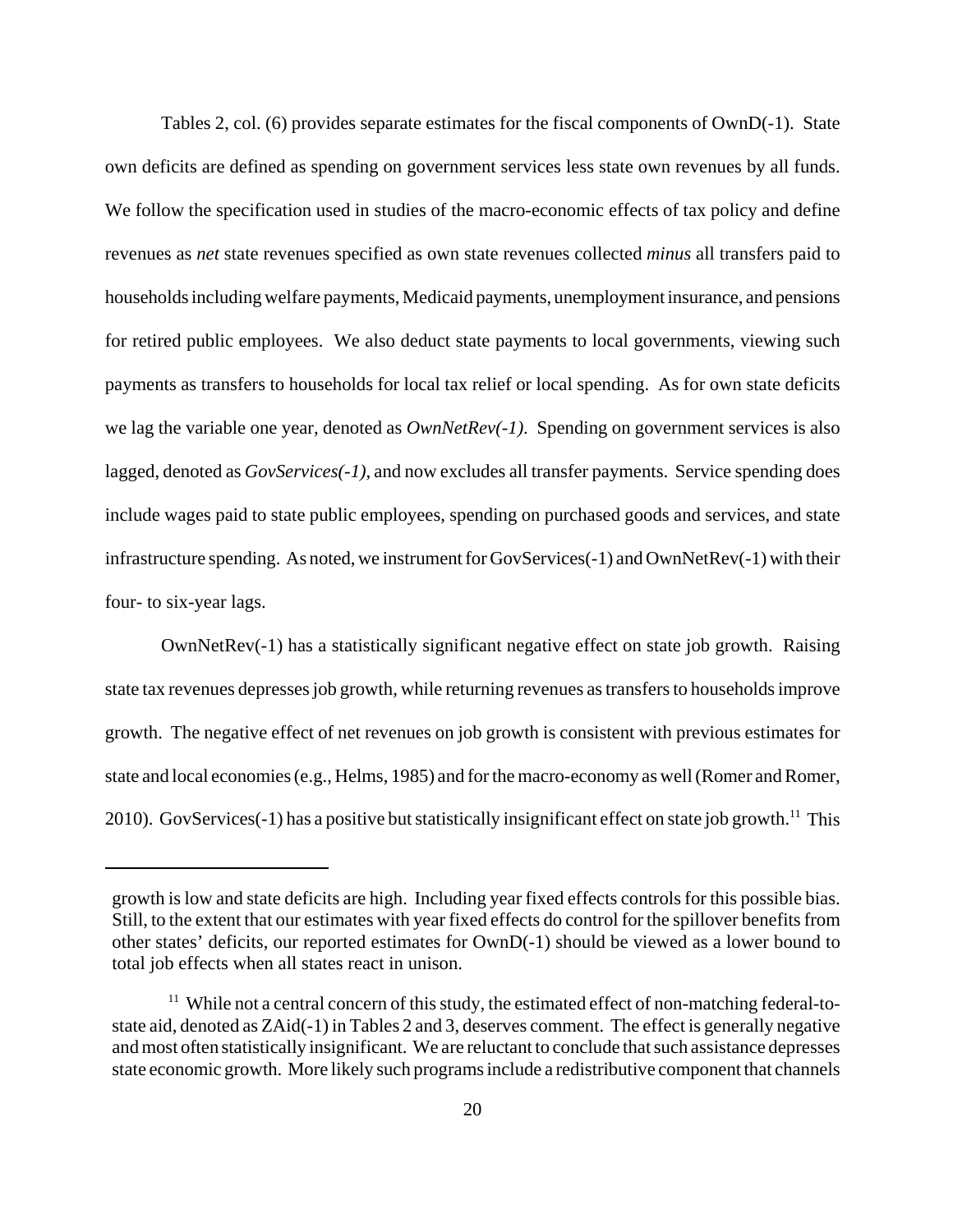Tables 2, col. (6) provides separate estimates for the fiscal components of OwnD(-1). State own deficits are defined as spending on government services less state own revenues by all funds. We follow the specification used in studies of the macro-economic effects of tax policy and define revenues as *net* state revenues specified as own state revenues collected *minus* all transfers paid to households including welfare payments, Medicaid payments, unemployment insurance, and pensions for retired public employees. We also deduct state payments to local governments, viewing such payments as transfers to households for local tax relief or local spending. As for own state deficits we lag the variable one year, denoted as *OwnNetRev(-1)*. Spending on government services is also lagged, denoted as *GovServices(-1)*, and now excludes all transfer payments. Service spending does include wages paid to state public employees, spending on purchased goods and services, and state infrastructure spending. As noted, we instrument for GovServices(-1) and OwnNetRev(-1) with their four- to six-year lags.

OwnNetRev(-1) has a statistically significant negative effect on state job growth. Raising state tax revenues depresses job growth, while returning revenues as transfers to households improve growth. The negative effect of net revenues on job growth is consistent with previous estimates for state and local economies (e.g., Helms, 1985) and for the macro-economy as well (Romer and Romer, 2010). GovServices(-1) has a positive but statistically insignificant effect on state job growth.[11] This

---

growth is low and state deficits are high. Including year fixed effects controls for this possible bias. Still, to the extent that our estimates with year fixed effects do control for the spillover benefits from other states' deficits, our reported estimates for OwnD(-1) should be viewed as a lower bound to total job effects when all states react in unison.

[11] While not a central concern of this study, the estimated effect of non-matching federal-to-state aid, denoted as ZAid(-1) in Tables 2 and 3, deserves comment. The effect is generally negative and most often statistically insignificant. We are reluctant to conclude that such assistance depresses state economic growth. More likely such programs include a redistributive component that channels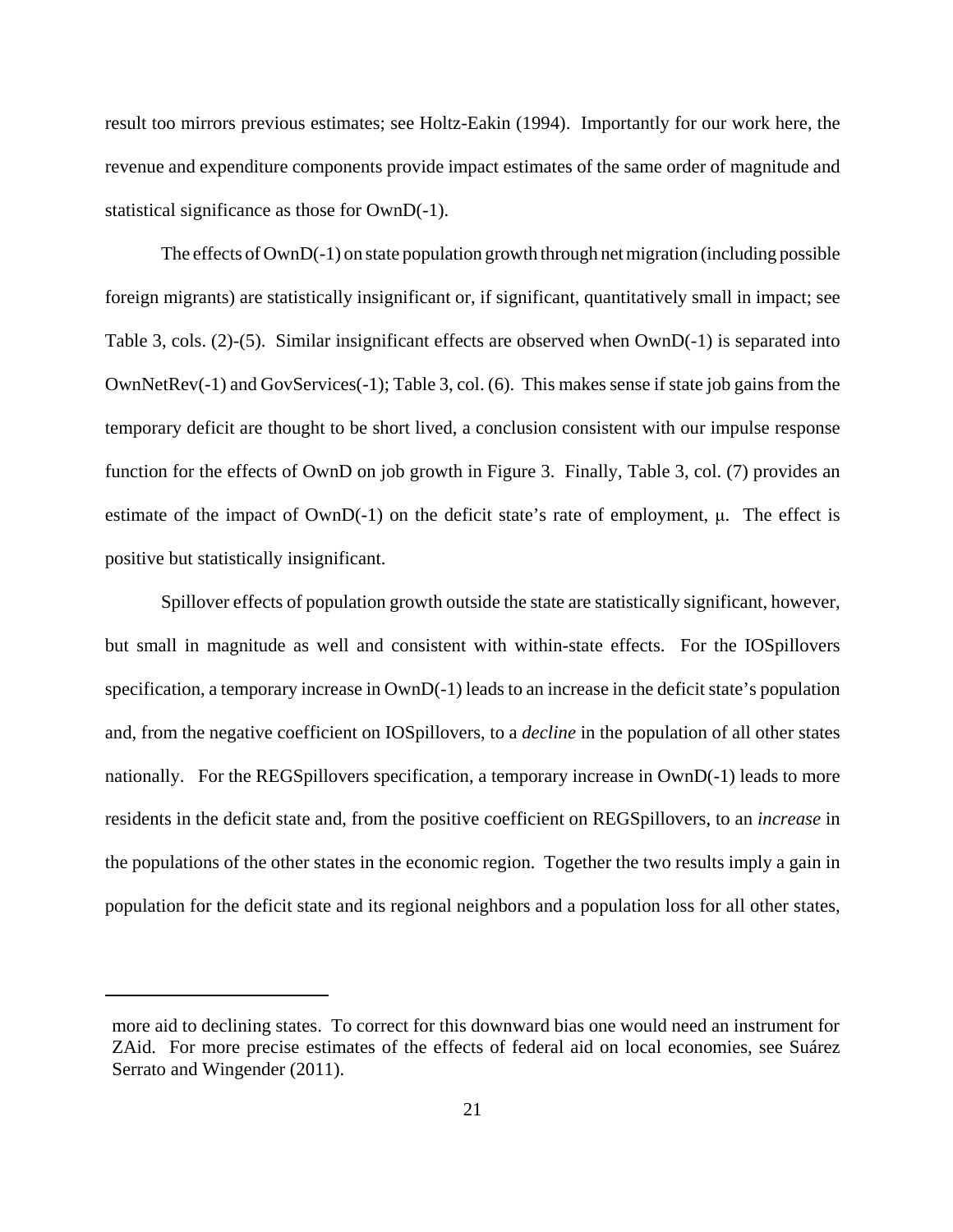result too mirrors previous estimates; see Holtz-Eakin (1994). Importantly for our work here, the revenue and expenditure components provide impact estimates of the same order of magnitude and statistical significance as those for OwnD(-1).

The effects of OwnD(-1) on state population growth through net migration (including possible foreign migrants) are statistically insignificant or, if significant, quantitatively small in impact; see Table 3, cols. (2)-(5). Similar insignificant effects are observed when OwnD(-1) is separated into OwnNetRev(-1) and GovServices(-1); Table 3, col. (6). This makes sense if state job gains from the temporary deficit are thought to be short lived, a conclusion consistent with our impulse response function for the effects of OwnD on job growth in Figure 3. Finally, Table 3, col. (7) provides an estimate of the impact of OwnD(-1) on the deficit state's rate of employment, $\mu$. The effect is positive but statistically insignificant.

Spillover effects of population growth outside the state are statistically significant, however, but small in magnitude as well and consistent with within-state effects. For the IOSpillovers specification, a temporary increase in OwnD(-1) leads to an increase in the deficit state's population and, from the negative coefficient on IOSpillovers, to a *decline* in the population of all other states nationally. For the REGSpillovers specification, a temporary increase in OwnD(-1) leads to more residents in the deficit state and, from the positive coefficient on REGSpillovers, to an *increase* in the populations of the other states in the economic region. Together the two results imply a gain in population for the deficit state and its regional neighbors and a population loss for all other states,

---

more aid to declining states. To correct for this downward bias one would need an instrument for ZAid. For more precise estimates of the effects of federal aid on local economies, see Suárez Serrato and Wingender (2011).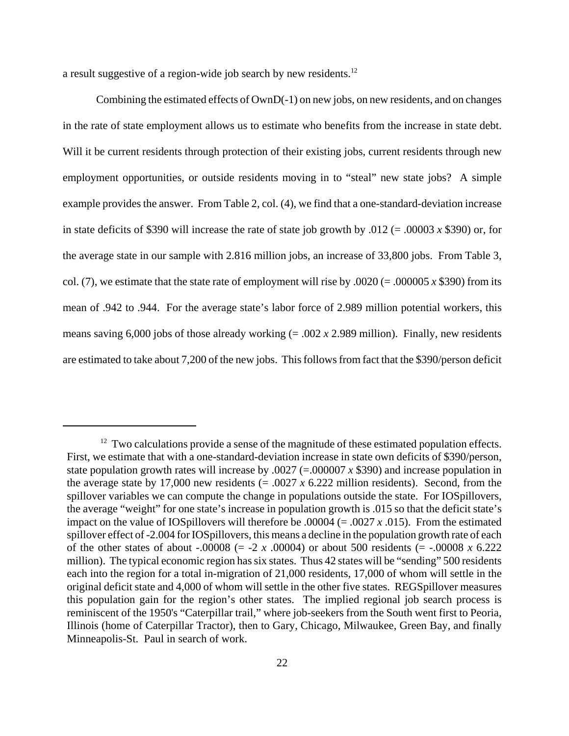a result suggestive of a region-wide job search by new residents.[12]

Combining the estimated effects of OwnD(-1) on new jobs, on new residents, and on changes in the rate of state employment allows us to estimate who benefits from the increase in state debt. Will it be current residents through protection of their existing jobs, current residents through new employment opportunities, or outside residents moving in to "steal" new state jobs? A simple example provides the answer. From Table 2, col. (4), we find that a one-standard-deviation increase in state deficits of \$390 will increase the rate of state job growth by .012 (= .00003 *x* \$390) or, for the average state in our sample with 2.816 million jobs, an increase of 33,800 jobs. From Table 3, col. (7), we estimate that the state rate of employment will rise by .0020 (= .000005 *x* \$390) from its mean of .942 to .944. For the average state's labor force of 2.989 million potential workers, this means saving 6,000 jobs of those already working (= .002 *x* 2.989 million). Finally, new residents are estimated to take about 7,200 of the new jobs. This follows from fact that the \$390/person deficit

---

[12] Two calculations provide a sense of the magnitude of these estimated population effects. First, we estimate that with a one-standard-deviation increase in state own deficits of \$390/person, state population growth rates will increase by .0027 (=.000007 *x* \$390) and increase population in the average state by 17,000 new residents (= .0027 *x* 6.222 million residents). Second, from the spillover variables we can compute the change in populations outside the state. For IOSpillovers, the average "weight" for one state's increase in population growth is .015 so that the deficit state's impact on the value of IOSpillovers will therefore be .00004 (= .0027 *x* .015). From the estimated spillover effect of -2.004 for IOSpillovers, this means a decline in the population growth rate of each of the other states of about -.00008 (= -2 *x* .00004) or about 500 residents (= -.00008 *x* 6.222 million). The typical economic region has six states. Thus 42 states will be "sending" 500 residents each into the region for a total in-migration of 21,000 residents, 17,000 of whom will settle in the original deficit state and 4,000 of whom will settle in the other five states. REGSpillover measures this population gain for the region's other states. The implied regional job search process is reminiscent of the 1950's "Caterpillar trail," where job-seekers from the South went first to Peoria, Illinois (home of Caterpillar Tractor), then to Gary, Chicago, Milwaukee, Green Bay, and finally Minneapolis-St. Paul in search of work.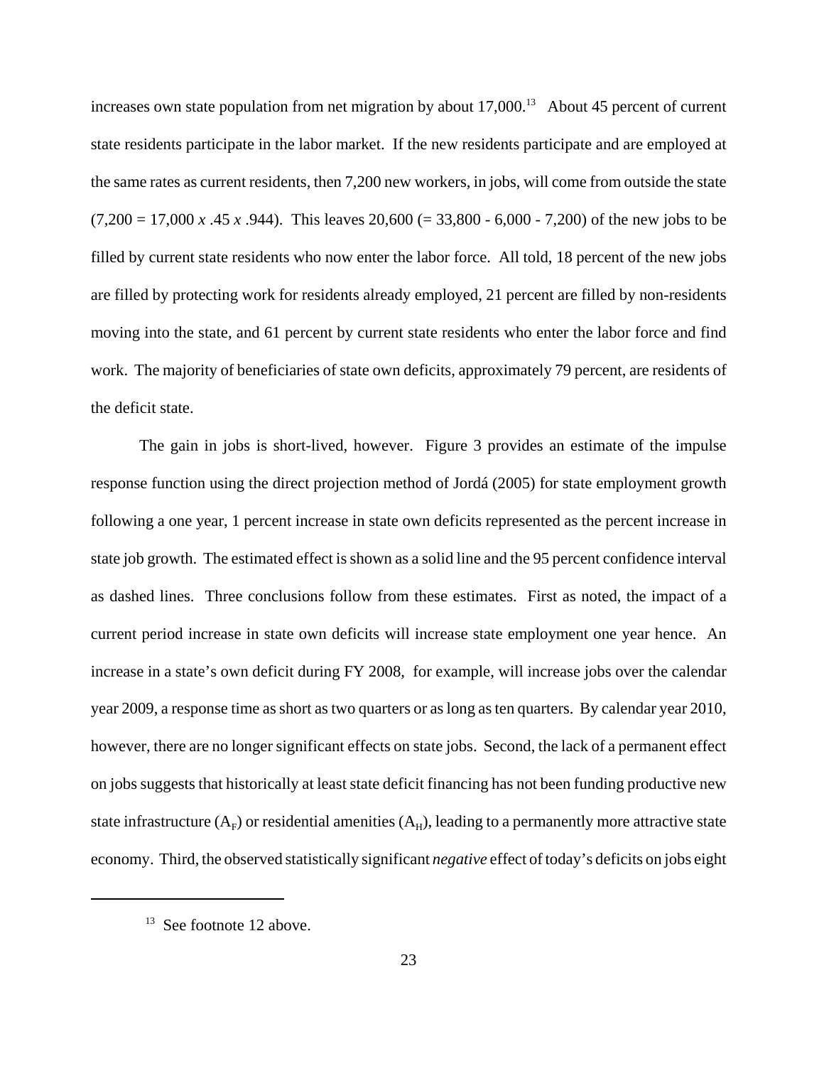increases own state population from net migration by about 17,000.[13] About 45 percent of current state residents participate in the labor market. If the new residents participate and are employed at the same rates as current residents, then 7,200 new workers, in jobs, will come from outside the state (7,200 = 17,000 *x* .45 *x* .944). This leaves 20,600 (= 33,800 - 6,000 - 7,200) of the new jobs to be filled by current state residents who now enter the labor force. All told, 18 percent of the new jobs are filled by protecting work for residents already employed, 21 percent are filled by non-residents moving into the state, and 61 percent by current state residents who enter the labor force and find work. The majority of beneficiaries of state own deficits, approximately 79 percent, are residents of the deficit state.

The gain in jobs is short-lived, however. Figure 3 provides an estimate of the impulse response function using the direct projection method of Jordá (2005) for state employment growth following a one year, 1 percent increase in state own deficits represented as the percent increase in state job growth. The estimated effect is shown as a solid line and the 95 percent confidence interval as dashed lines. Three conclusions follow from these estimates. First as noted, the impact of a current period increase in state own deficits will increase state employment one year hence. An increase in a state's own deficit during FY 2008, for example, will increase jobs over the calendar year 2009, a response time as short as two quarters or as long as ten quarters. By calendar year 2010, however, there are no longer significant effects on state jobs. Second, the lack of a permanent effect on jobs suggests that historically at least state deficit financing has not been funding productive new state infrastructure ($A_F$) or residential amenities ($A_H$), leading to a permanently more attractive state economy. Third, the observed statistically significant *negative* effect of today's deficits on jobs eight

[13] See footnote 12 above.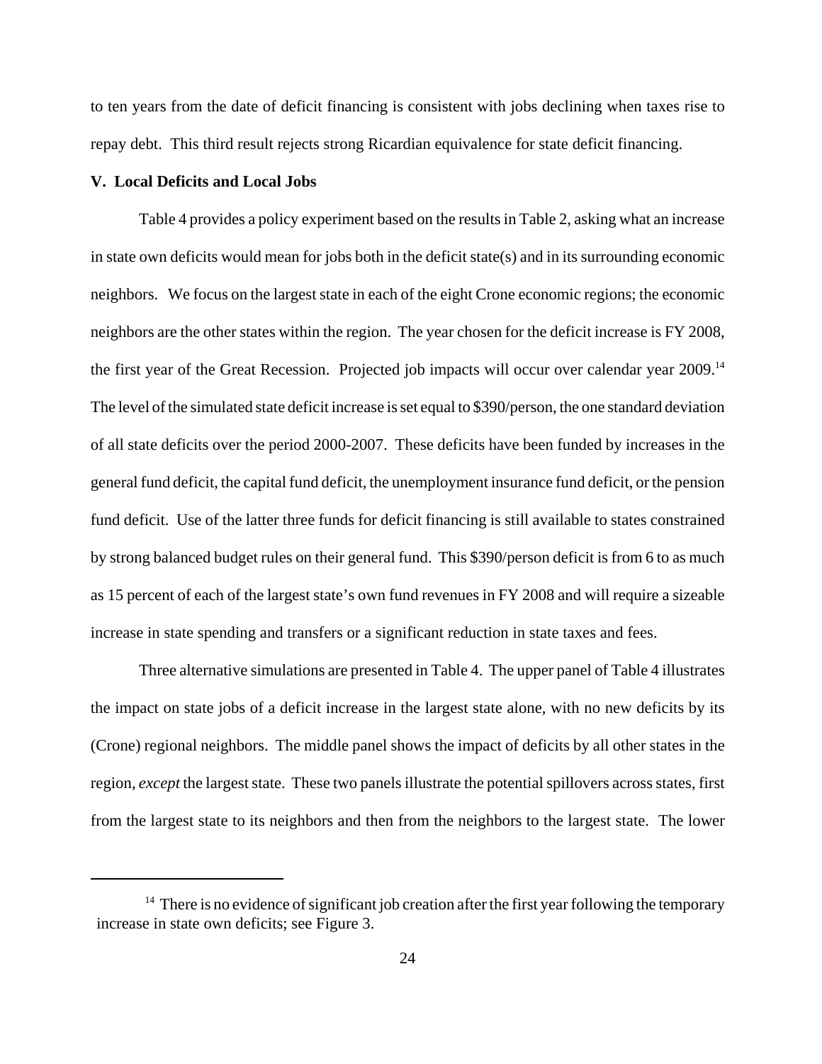to ten years from the date of deficit financing is consistent with jobs declining when taxes rise to repay debt. This third result rejects strong Ricardian equivalence for state deficit financing.

## V. Local Deficits and Local Jobs

Table 4 provides a policy experiment based on the results in Table 2, asking what an increase in state own deficits would mean for jobs both in the deficit state(s) and in its surrounding economic neighbors. We focus on the largest state in each of the eight Crone economic regions; the economic neighbors are the other states within the region. The year chosen for the deficit increase is FY 2008, the first year of the Great Recession. Projected job impacts will occur over calendar year 2009.[14] The level of the simulated state deficit increase is set equal to \$390/person, the one standard deviation of all state deficits over the period 2000-2007. These deficits have been funded by increases in the general fund deficit, the capital fund deficit, the unemployment insurance fund deficit, or the pension fund deficit. Use of the latter three funds for deficit financing is still available to states constrained by strong balanced budget rules on their general fund. This \$390/person deficit is from 6 to as much as 15 percent of each of the largest state's own fund revenues in FY 2008 and will require a sizeable increase in state spending and transfers or a significant reduction in state taxes and fees.

Three alternative simulations are presented in Table 4. The upper panel of Table 4 illustrates the impact on state jobs of a deficit increase in the largest state alone, with no new deficits by its (Crone) regional neighbors. The middle panel shows the impact of deficits by all other states in the region, *except* the largest state. These two panels illustrate the potential spillovers across states, first from the largest state to its neighbors and then from the neighbors to the largest state. The lower

[14] There is no evidence of significant job creation after the first year following the temporary increase in state own deficits; see Figure 3.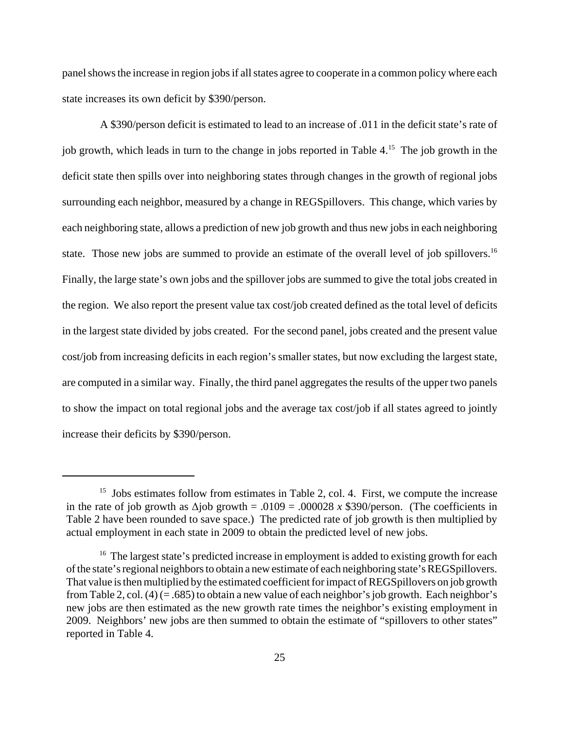panel shows the increase in region jobs if all states agree to cooperate in a common policy where each state increases its own deficit by \$390/person.

A \$390/person deficit is estimated to lead to an increase of .011 in the deficit state's rate of job growth, which leads in turn to the change in jobs reported in Table 4.[15] The job growth in the deficit state then spills over into neighboring states through changes in the growth of regional jobs surrounding each neighbor, measured by a change in REGSpillovers. This change, which varies by each neighboring state, allows a prediction of new job growth and thus new jobs in each neighboring state. Those new jobs are summed to provide an estimate of the overall level of job spillovers.[16] Finally, the large state's own jobs and the spillover jobs are summed to give the total jobs created in the region. We also report the present value tax cost/job created defined as the total level of deficits in the largest state divided by jobs created. For the second panel, jobs created and the present value cost/job from increasing deficits in each region's smaller states, but now excluding the largest state, are computed in a similar way. Finally, the third panel aggregates the results of the upper two panels to show the impact on total regional jobs and the average tax cost/job if all states agreed to jointly increase their deficits by \$390/person.

---

[15] Jobs estimates follow from estimates in Table 2, col. 4. First, we compute the increase in the rate of job growth as $\Delta$job growth = .0109 = .000028 $x$ \$390/person. (The coefficients in Table 2 have been rounded to save space.) The predicted rate of job growth is then multiplied by actual employment in each state in 2009 to obtain the predicted level of new jobs.

[16] The largest state's predicted increase in employment is added to existing growth for each of the state's regional neighbors to obtain a new estimate of each neighboring state's REGSpillovers. That value is then multiplied by the estimated coefficient for impact of REGSpillovers on job growth from Table 2, col. (4) (= .685) to obtain a new value of each neighbor's job growth. Each neighbor's new jobs are then estimated as the new growth rate times the neighbor's existing employment in 2009. Neighbors' new jobs are then summed to obtain the estimate of "spillovers to other states" reported in Table 4.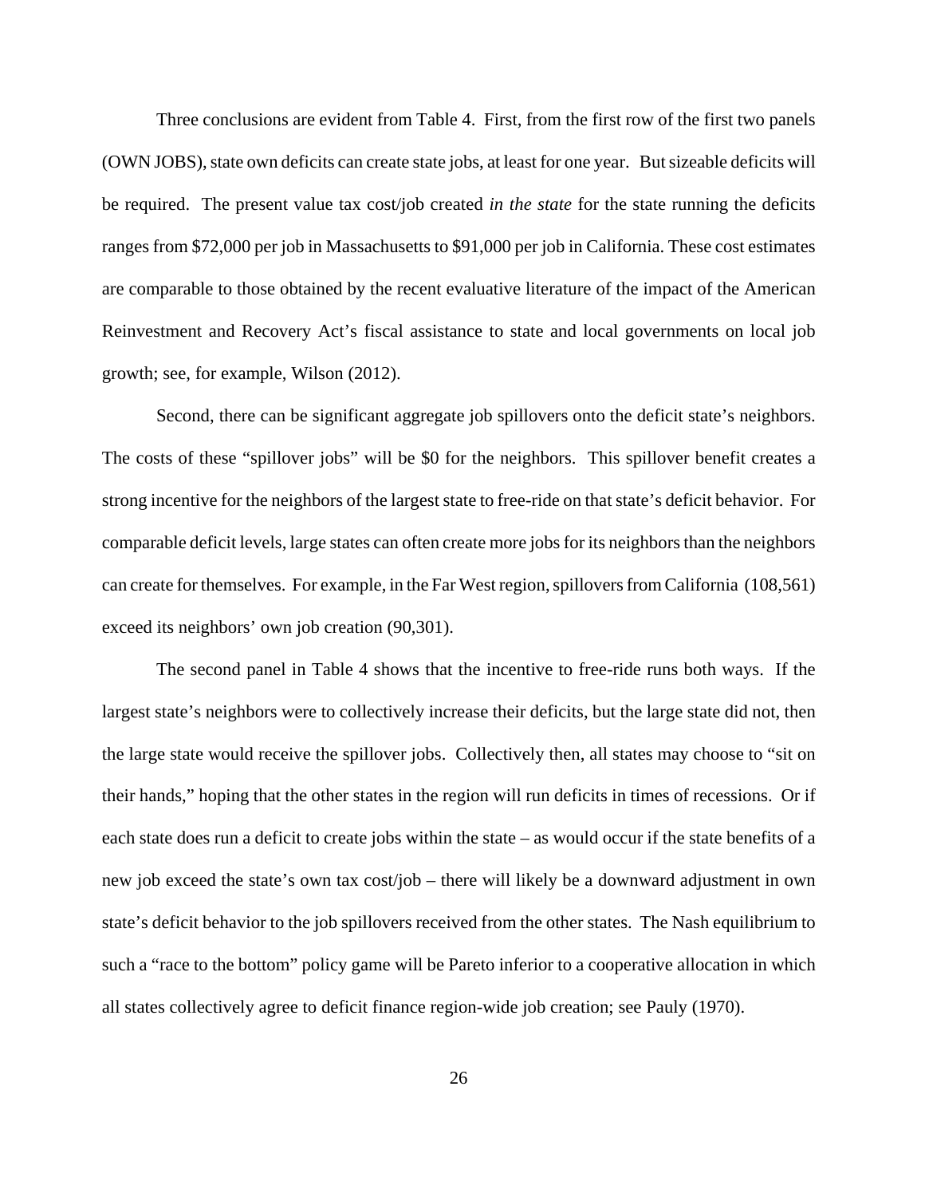Three conclusions are evident from Table 4. First, from the first row of the first two panels (OWN JOBS), state own deficits can create state jobs, at least for one year. But sizeable deficits will be required. The present value tax cost/job created *in the state* for the state running the deficits ranges from $72,000 per job in Massachusetts to $91,000 per job in California. These cost estimates are comparable to those obtained by the recent evaluative literature of the impact of the American Reinvestment and Recovery Act's fiscal assistance to state and local governments on local job growth; see, for example, Wilson (2012).

Second, there can be significant aggregate job spillovers onto the deficit state's neighbors. The costs of these "spillover jobs" will be $0 for the neighbors. This spillover benefit creates a strong incentive for the neighbors of the largest state to free-ride on that state's deficit behavior. For comparable deficit levels, large states can often create more jobs for its neighbors than the neighbors can create for themselves. For example, in the Far West region, spillovers from California (108,561) exceed its neighbors' own job creation (90,301).

The second panel in Table 4 shows that the incentive to free-ride runs both ways. If the largest state's neighbors were to collectively increase their deficits, but the large state did not, then the large state would receive the spillover jobs. Collectively then, all states may choose to "sit on their hands," hoping that the other states in the region will run deficits in times of recessions. Or if each state does run a deficit to create jobs within the state – as would occur if the state benefits of a new job exceed the state's own tax cost/job – there will likely be a downward adjustment in own state's deficit behavior to the job spillovers received from the other states. The Nash equilibrium to such a "race to the bottom" policy game will be Pareto inferior to a cooperative allocation in which all states collectively agree to deficit finance region-wide job creation; see Pauly (1970).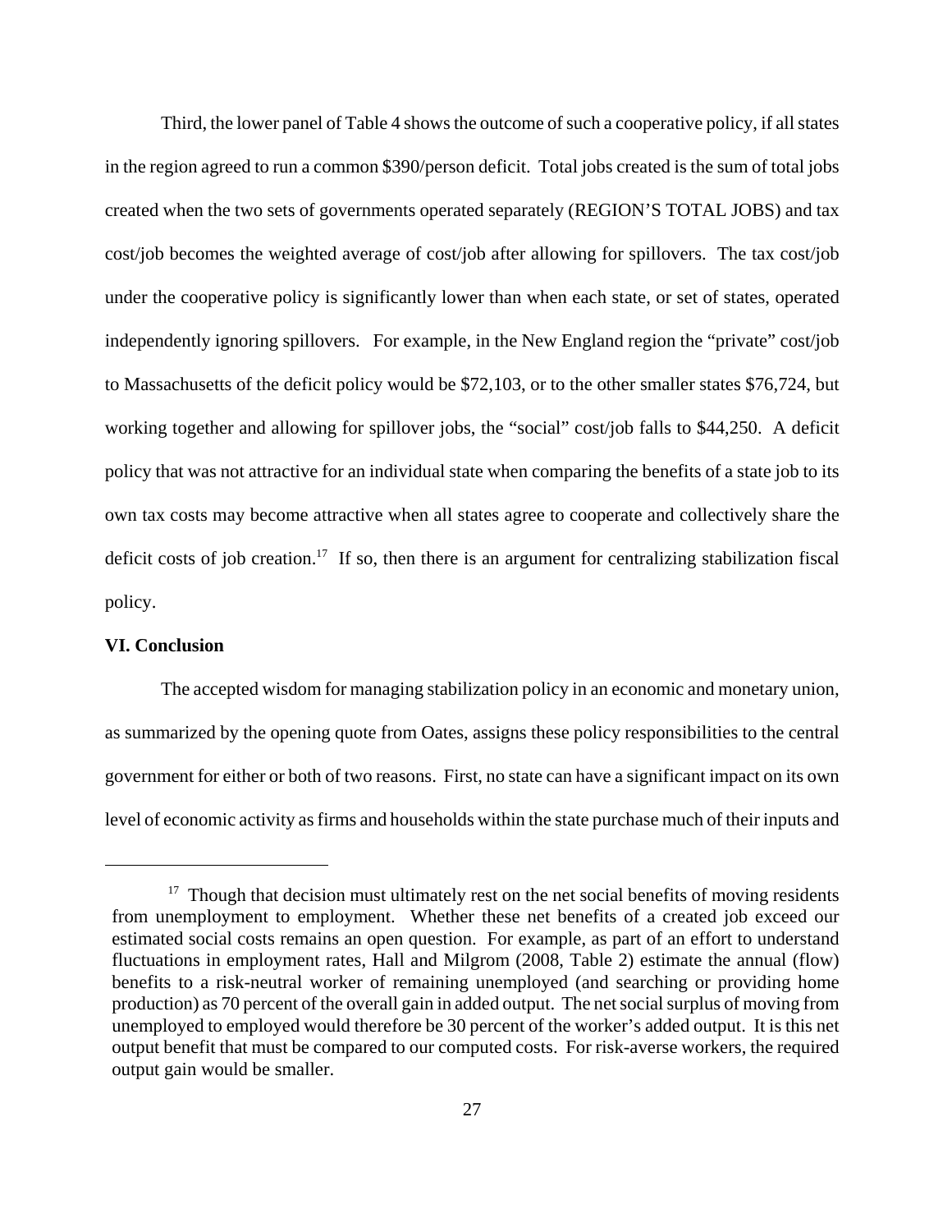Third, the lower panel of Table 4 shows the outcome of such a cooperative policy, if all states in the region agreed to run a common $390/person deficit. Total jobs created is the sum of total jobs created when the two sets of governments operated separately (REGION'S TOTAL JOBS) and tax cost/job becomes the weighted average of cost/job after allowing for spillovers. The tax cost/job under the cooperative policy is significantly lower than when each state, or set of states, operated independently ignoring spillovers. For example, in the New England region the "private" cost/job to Massachusetts of the deficit policy would be $72,103, or to the other smaller states $76,724, but working together and allowing for spillover jobs, the "social" cost/job falls to $44,250. A deficit policy that was not attractive for an individual state when comparing the benefits of a state job to its own tax costs may become attractive when all states agree to cooperate and collectively share the deficit costs of job creation.[17] If so, then there is an argument for centralizing stabilization fiscal policy.

## VI. Conclusion

The accepted wisdom for managing stabilization policy in an economic and monetary union, as summarized by the opening quote from Oates, assigns these policy responsibilities to the central government for either or both of two reasons. First, no state can have a significant impact on its own level of economic activity as firms and households within the state purchase much of their inputs and

---

[17] Though that decision must ultimately rest on the net social benefits of moving residents from unemployment to employment. Whether these net benefits of a created job exceed our estimated social costs remains an open question. For example, as part of an effort to understand fluctuations in employment rates, Hall and Milgrom (2008, Table 2) estimate the annual (flow) benefits to a risk-neutral worker of remaining unemployed (and searching or providing home production) as 70 percent of the overall gain in added output. The net social surplus of moving from unemployed to employed would therefore be 30 percent of the worker's added output. It is this net output benefit that must be compared to our computed costs. For risk-averse workers, the required output gain would be smaller.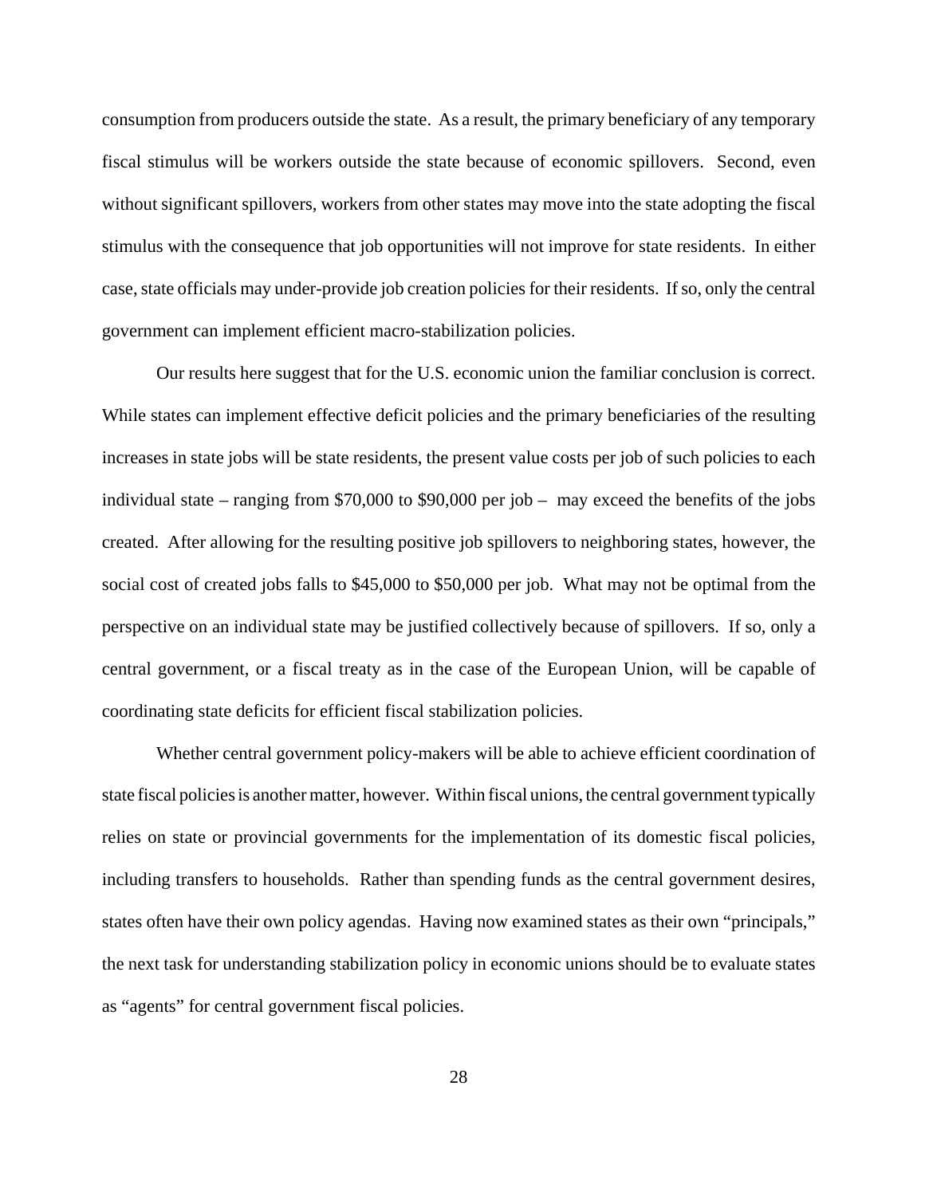consumption from producers outside the state. As a result, the primary beneficiary of any temporary fiscal stimulus will be workers outside the state because of economic spillovers. Second, even without significant spillovers, workers from other states may move into the state adopting the fiscal stimulus with the consequence that job opportunities will not improve for state residents. In either case, state officials may under-provide job creation policies for their residents. If so, only the central government can implement efficient macro-stabilization policies.

Our results here suggest that for the U.S. economic union the familiar conclusion is correct. While states can implement effective deficit policies and the primary beneficiaries of the resulting increases in state jobs will be state residents, the present value costs per job of such policies to each individual state – ranging from $70,000 to $90,000 per job – may exceed the benefits of the jobs created. After allowing for the resulting positive job spillovers to neighboring states, however, the social cost of created jobs falls to $45,000 to $50,000 per job. What may not be optimal from the perspective on an individual state may be justified collectively because of spillovers. If so, only a central government, or a fiscal treaty as in the case of the European Union, will be capable of coordinating state deficits for efficient fiscal stabilization policies.

Whether central government policy-makers will be able to achieve efficient coordination of state fiscal policies is another matter, however. Within fiscal unions, the central government typically relies on state or provincial governments for the implementation of its domestic fiscal policies, including transfers to households. Rather than spending funds as the central government desires, states often have their own policy agendas. Having now examined states as their own "principals," the next task for understanding stabilization policy in economic unions should be to evaluate states as "agents" for central government fiscal policies.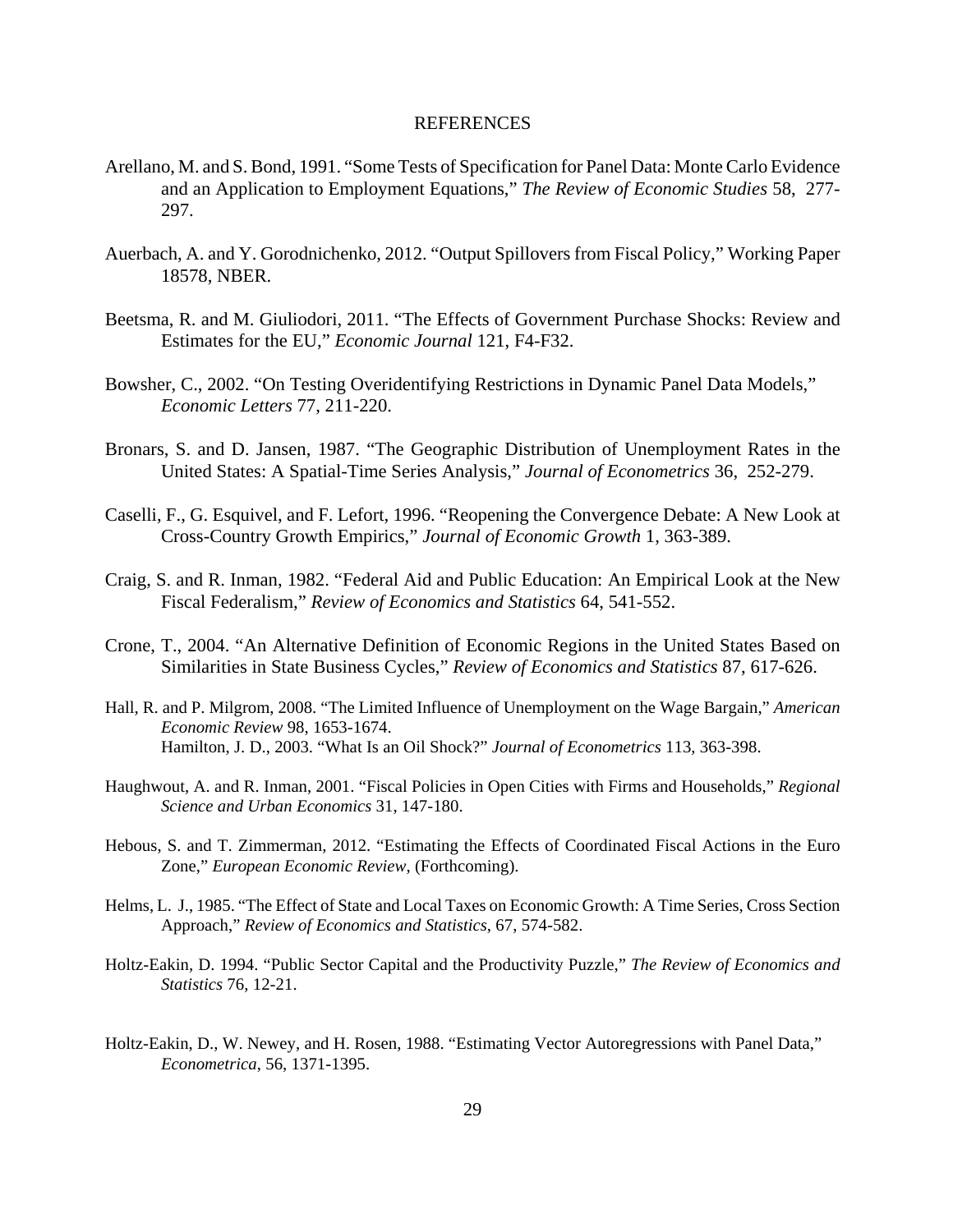## REFERENCES

Arellano, M. and S. Bond, 1991. "Some Tests of Specification for Panel Data: Monte Carlo Evidence and an Application to Employment Equations," *The Review of Economic Studies* 58, 277-297.

Auerbach, A. and Y. Gorodnichenko, 2012. "Output Spillovers from Fiscal Policy," Working Paper 18578, NBER.

Beetsma, R. and M. Giuliodori, 2011. "The Effects of Government Purchase Shocks: Review and Estimates for the EU," *Economic Journal* 121, F4-F32.

Bowsher, C., 2002. "On Testing Overidentifying Restrictions in Dynamic Panel Data Models," *Economic Letters* 77, 211-220.

Bronars, S. and D. Jansen, 1987. "The Geographic Distribution of Unemployment Rates in the United States: A Spatial-Time Series Analysis," *Journal of Econometrics* 36, 252-279.

Caselli, F., G. Esquivel, and F. Lefort, 1996. "Reopening the Convergence Debate: A New Look at Cross-Country Growth Empirics," *Journal of Economic Growth* 1, 363-389.

Craig, S. and R. Inman, 1982. "Federal Aid and Public Education: An Empirical Look at the New Fiscal Federalism," *Review of Economics and Statistics* 64, 541-552.

Crone, T., 2004. "An Alternative Definition of Economic Regions in the United States Based on Similarities in State Business Cycles," *Review of Economics and Statistics* 87, 617-626.

Hall, R. and P. Milgrom, 2008. "The Limited Influence of Unemployment on the Wage Bargain," *American Economic Review* 98, 1653-1674.

Hamilton, J. D., 2003. "What Is an Oil Shock?" *Journal of Econometrics* 113, 363-398.

Haughwout, A. and R. Inman, 2001. "Fiscal Policies in Open Cities with Firms and Households," *Regional Science and Urban Economics* 31, 147-180.

Hebous, S. and T. Zimmerman, 2012. "Estimating the Effects of Coordinated Fiscal Actions in the Euro Zone," *European Economic Review*, (Forthcoming).

Helms, L. J., 1985. "The Effect of State and Local Taxes on Economic Growth: A Time Series, Cross Section Approach," *Review of Economics and Statistics*, 67, 574-582.

Holtz-Eakin, D. 1994. "Public Sector Capital and the Productivity Puzzle," *The Review of Economics and Statistics* 76, 12-21.

Holtz-Eakin, D., W. Newey, and H. Rosen, 1988. "Estimating Vector Autoregressions with Panel Data," *Econometrica*, 56, 1371-1395.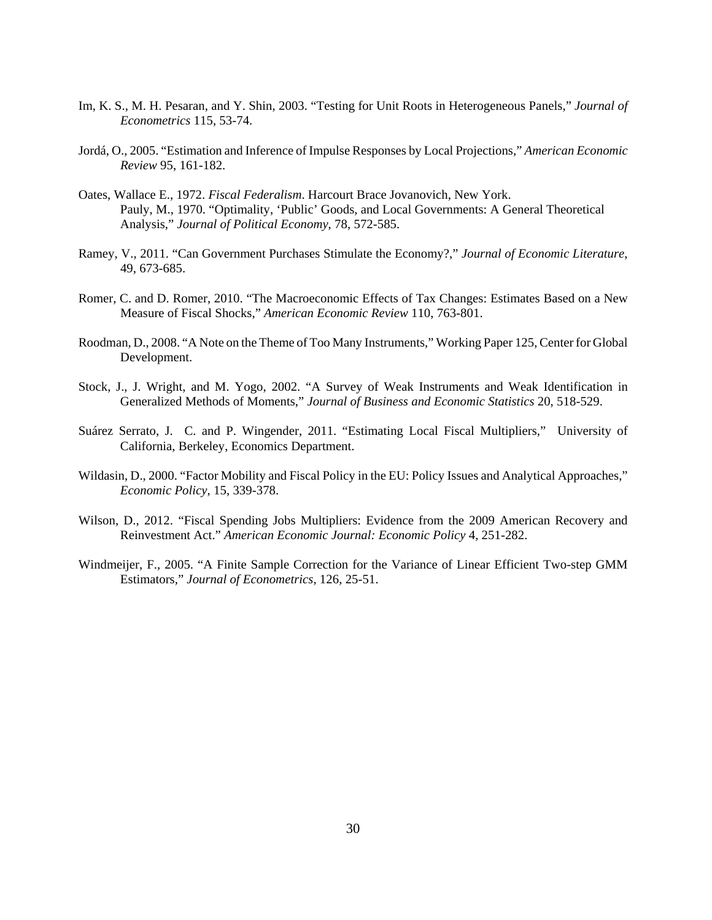Im, K. S., M. H. Pesaran, and Y. Shin, 2003. "Testing for Unit Roots in Heterogeneous Panels," *Journal of Econometrics* 115, 53-74.

Jordá, O., 2005. "Estimation and Inference of Impulse Responses by Local Projections," *American Economic Review* 95, 161-182.

Oates, Wallace E., 1972. *Fiscal Federalism*. Harcourt Brace Jovanovich, New York.
Pauly, M., 1970. "Optimality, 'Public' Goods, and Local Governments: A General Theoretical Analysis," *Journal of Political Economy*, 78, 572-585.

Ramey, V., 2011. "Can Government Purchases Stimulate the Economy?," *Journal of Economic Literature*, 49, 673-685.

Romer, C. and D. Romer, 2010. "The Macroeconomic Effects of Tax Changes: Estimates Based on a New Measure of Fiscal Shocks," *American Economic Review* 110, 763-801.

Roodman, D., 2008. "A Note on the Theme of Too Many Instruments," Working Paper 125, Center for Global Development.

Stock, J., J. Wright, and M. Yogo, 2002. "A Survey of Weak Instruments and Weak Identification in Generalized Methods of Moments," *Journal of Business and Economic Statistics* 20, 518-529.

Suárez Serrato, J. C. and P. Wingender, 2011. "Estimating Local Fiscal Multipliers," University of California, Berkeley, Economics Department.

Wildasin, D., 2000. "Factor Mobility and Fiscal Policy in the EU: Policy Issues and Analytical Approaches," *Economic Policy*, 15, 339-378.

Wilson, D., 2012. "Fiscal Spending Jobs Multipliers: Evidence from the 2009 American Recovery and Reinvestment Act." *American Economic Journal: Economic Policy* 4, 251-282.

Windmeijer, F., 2005. "A Finite Sample Correction for the Variance of Linear Efficient Two-step GMM Estimators," *Journal of Econometrics*, 126, 25-51.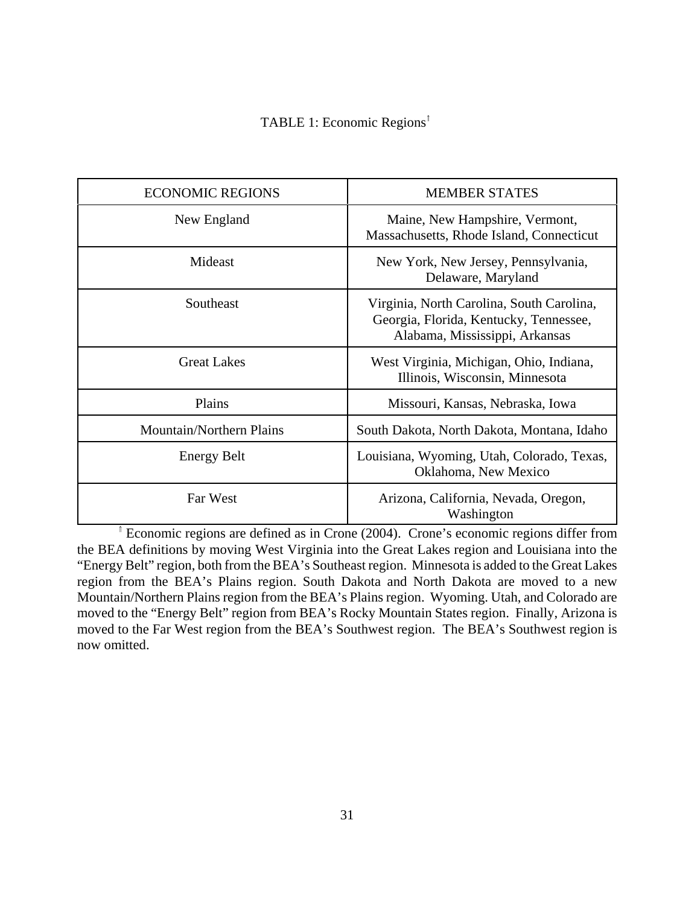TABLE 1: Economic Regions[†]

| ECONOMIC REGIONS | MEMBER STATES |
|---|---|
| New England | Maine, New Hampshire, Vermont, Massachusetts, Rhode Island, Connecticut |
| Mideast | New York, New Jersey, Pennsylvania, Delaware, Maryland |
| Southeast | Virginia, North Carolina, South Carolina, Georgia, Florida, Kentucky, Tennessee, Alabama, Mississippi, Arkansas |
| Great Lakes | West Virginia, Michigan, Ohio, Indiana, Illinois, Wisconsin, Minnesota |
| Plains | Missouri, Kansas, Nebraska, Iowa |
| Mountain/Northern Plains | South Dakota, North Dakota, Montana, Idaho |
| Energy Belt | Louisiana, Wyoming, Utah, Colorado, Texas, Oklahoma, New Mexico |
| Far West | Arizona, California, Nevada, Oregon, Washington |

[†] Economic regions are defined as in Crone (2004). Crone's economic regions differ from the BEA definitions by moving West Virginia into the Great Lakes region and Louisiana into the "Energy Belt" region, both from the BEA's Southeast region. Minnesota is added to the Great Lakes region from the BEA's Plains region. South Dakota and North Dakota are moved to a new Mountain/Northern Plains region from the BEA's Plains region. Wyoming. Utah, and Colorado are moved to the "Energy Belt" region from BEA's Rocky Mountain States region. Finally, Arizona is moved to the Far West region from the BEA's Southwest region. The BEA's Southwest region is now omitted.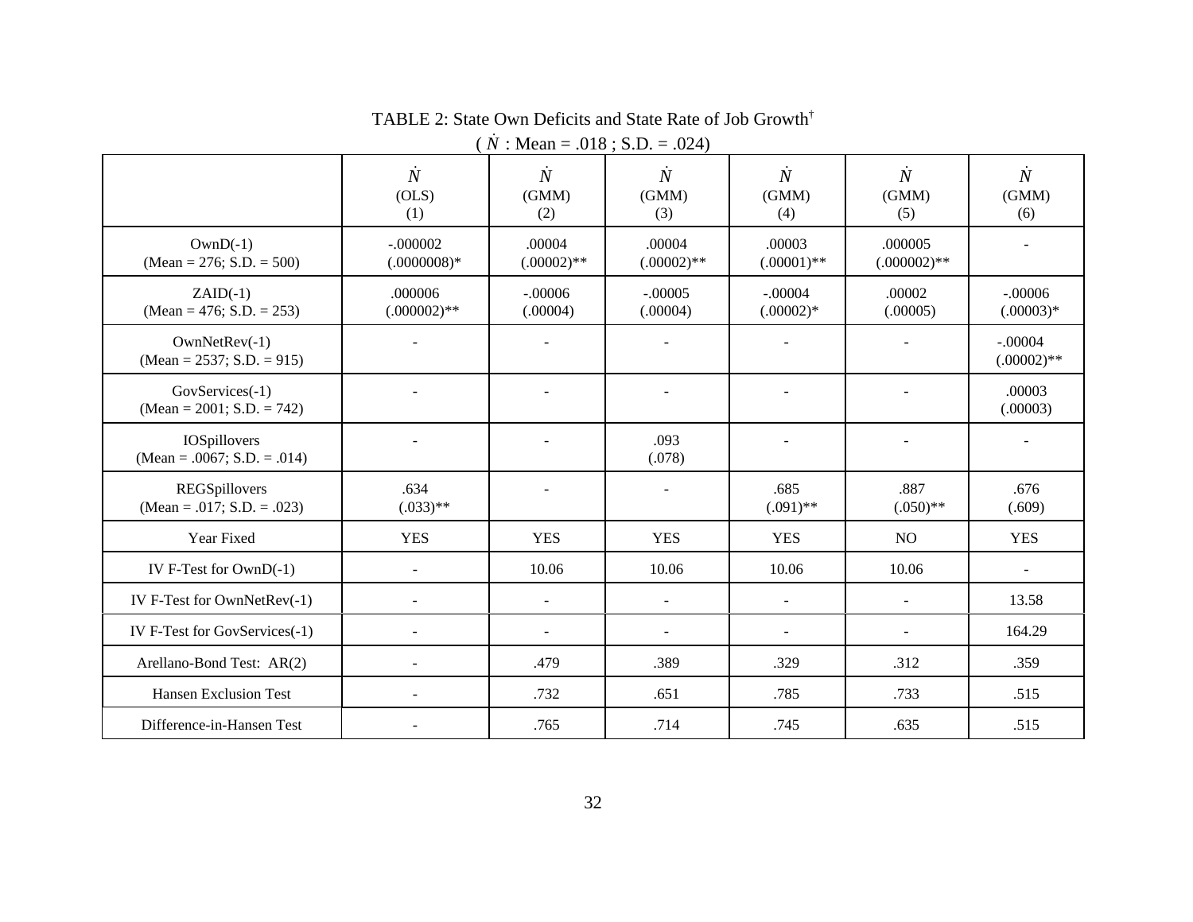TABLE 2: State Own Deficits and State Rate of Job Growth†

( $\dot{N}$ : Mean = .018 ; S.D. = .024)

| | $\dot{N}$ (OLS) (1) | $\dot{N}$ (GMM) (2) | $\dot{N}$ (GMM) (3) | $\dot{N}$ (GMM) (4) | $\dot{N}$ (GMM) (5) | $\dot{N}$ (GMM) (6) |
|---|---|---|---|---|---|---|
| OwnD(-1) (Mean = 276; S.D. = 500) | -.000002 (.0000008)* | .00004 (.00002)** | .00004 (.00002)** | .00003 (.00001)** | .000005 (.000002)** | - |
| ZAID(-1) (Mean = 476; S.D. = 253) | .000006 (.000002)** | -.00006 (.00004) | -.00005 (.00004) | -.00004 (.00002)* | .00002 (.00005) | -.00006 (.00003)* |
| OwnNetRev(-1) (Mean = 2537; S.D. = 915) | - | - | - | - | - | -.00004 (.00002)** |
| GovServices(-1) (Mean = 2001; S.D. = 742) | - | - | - | - | - | .00003 (.00003) |
| IOSpillovers (Mean = .0067; S.D. = .014) | - | - | .093 (.078) | - | - | - |
| REGSpillovers (Mean = .017; S.D. = .023) | .634 (.033)** | - | - | .685 (.091)** | .887 (.050)** | .676 (.609) |
| Year Fixed | YES | YES | YES | YES | NO | YES |
| IV F-Test for OwnD(-1) | - | 10.06 | 10.06 | 10.06 | 10.06 | - |
| IV F-Test for OwnNetRev(-1) | - | - | - | - | - | 13.58 |
| IV F-Test for GovServices(-1) | - | - | - | - | - | 164.29 |
| Arellano-Bond Test: AR(2) | - | .479 | .389 | .329 | .312 | .359 |
| Hansen Exclusion Test | - | .732 | .651 | .785 | .733 | .515 |
| Difference-in-Hansen Test | - | .765 | .714 | .745 | .635 | .515 |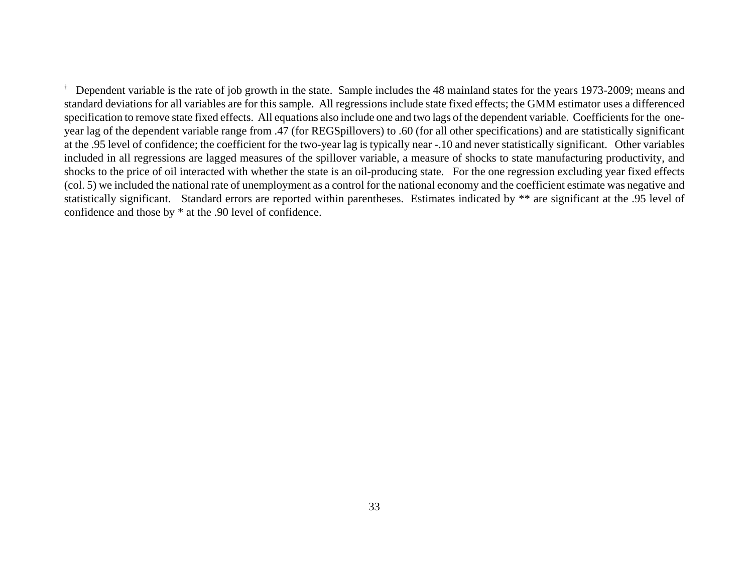† Dependent variable is the rate of job growth in the state. Sample includes the 48 mainland states for the years 1973-2009; means and standard deviations for all variables are for this sample. All regressions include state fixed effects; the GMM estimator uses a differenced specification to remove state fixed effects. All equations also include one and two lags of the dependent variable. Coefficients for the one-year lag of the dependent variable range from .47 (for REGSpillovers) to .60 (for all other specifications) and are statistically significant at the .95 level of confidence; the coefficient for the two-year lag is typically near -.10 and never statistically significant. Other variables included in all regressions are lagged measures of the spillover variable, a measure of shocks to state manufacturing productivity, and shocks to the price of oil interacted with whether the state is an oil-producing state. For the one regression excluding year fixed effects (col. 5) we included the national rate of unemployment as a control for the national economy and the coefficient estimate was negative and statistically significant. Standard errors are reported within parentheses. Estimates indicated by ** are significant at the .95 level of confidence and those by * at the .90 level of confidence.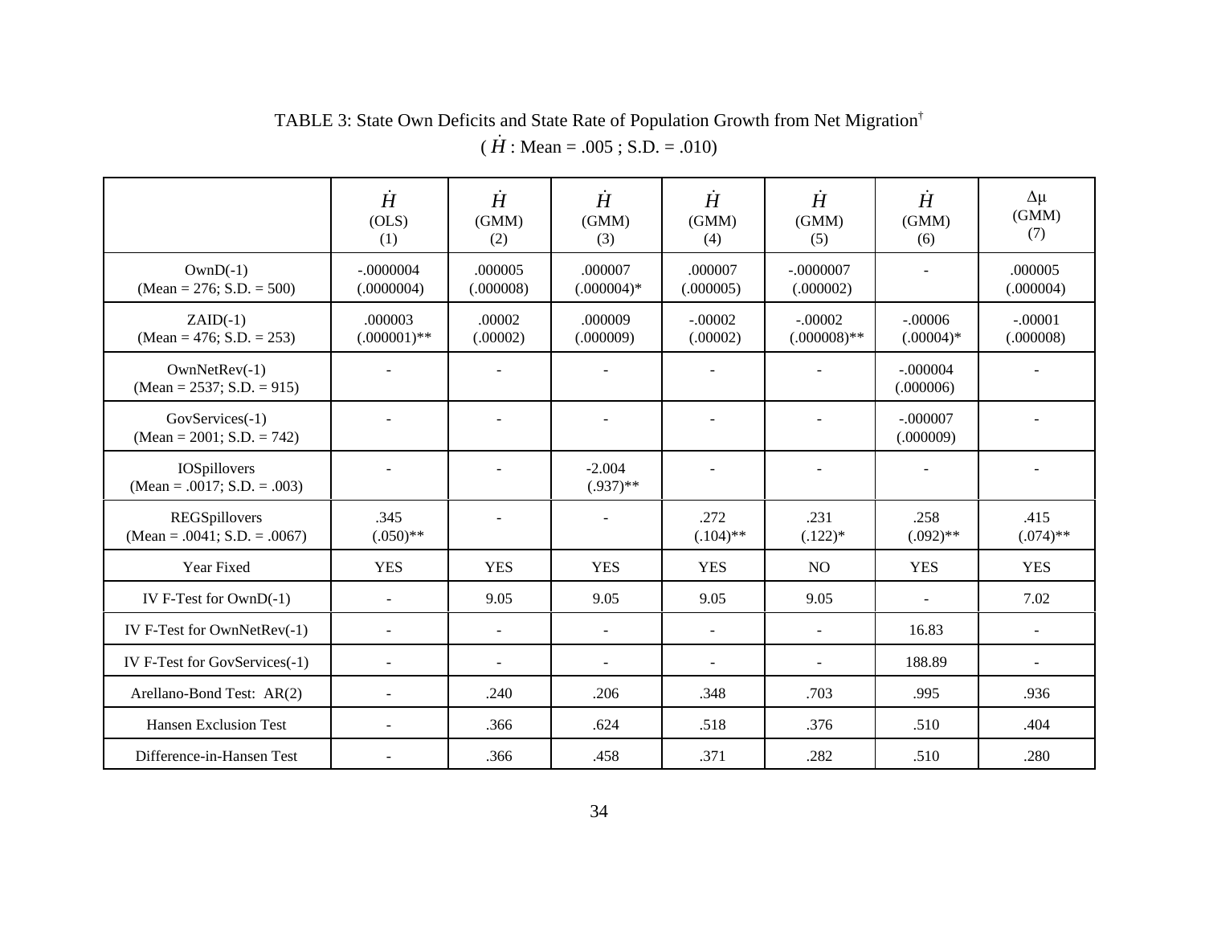TABLE 3: State Own Deficits and State Rate of Population Growth from Net Migration†
( $\dot{H}$ : Mean = .005 ; S.D. = .010)

| | $\dot{H}$ (OLS) (1) | $\dot{H}$ (GMM) (2) | $\dot{H}$ (GMM) (3) | $\dot{H}$ (GMM) (4) | $\dot{H}$ (GMM) (5) | $\dot{H}$ (GMM) (6) | $\Delta\mu$ (GMM) (7) |
|---|---|---|---|---|---|---|---|
| OwnD(-1) (Mean = 276; S.D. = 500) | -.0000004 (.0000004) | .000005 (.000008) | .000007 (.000004)* | .000007 (.000005) | -.0000007 (.000002) | - | .000005 (.000004) |
| ZAID(-1) (Mean = 476; S.D. = 253) | .000003 (.000001)** | .00002 (.00002) | .000009 (.000009) | -.00002 (.00002) | -.00002 (.000008)** | -.00006 (.00004)* | -.00001 (.000008) |
| OwnNetRev(-1) (Mean = 2537; S.D. = 915) | - | - | - | - | - | -.000004 (.000006) | - |
| GovServices(-1) (Mean = 2001; S.D. = 742) | - | - | - | - | - | -.000007 (.000009) | - |
| IOSpillovers (Mean = .0017; S.D. = .003) | - | - | -2.004 (.937)** | - | - | - | - |
| REGSpillovers (Mean = .0041; S.D. = .0067) | .345 (.050)** | - | - | .272 (.104)** | .231 (.122)* | .258 (.092)** | .415 (.074)** |
| Year Fixed | YES | YES | YES | YES | NO | YES | YES |
| IV F-Test for OwnD(-1) | - | 9.05 | 9.05 | 9.05 | 9.05 | - | 7.02 |
| IV F-Test for OwnNetRev(-1) | - | - | - | - | - | 16.83 | - |
| IV F-Test for GovServices(-1) | - | - | - | - | - | 188.89 | - |
| Arellano-Bond Test: AR(2) | - | .240 | .206 | .348 | .703 | .995 | .936 |
| Hansen Exclusion Test | - | .366 | .624 | .518 | .376 | .510 | .404 |
| Difference-in-Hansen Test | - | .366 | .458 | .371 | .282 | .510 | .280 |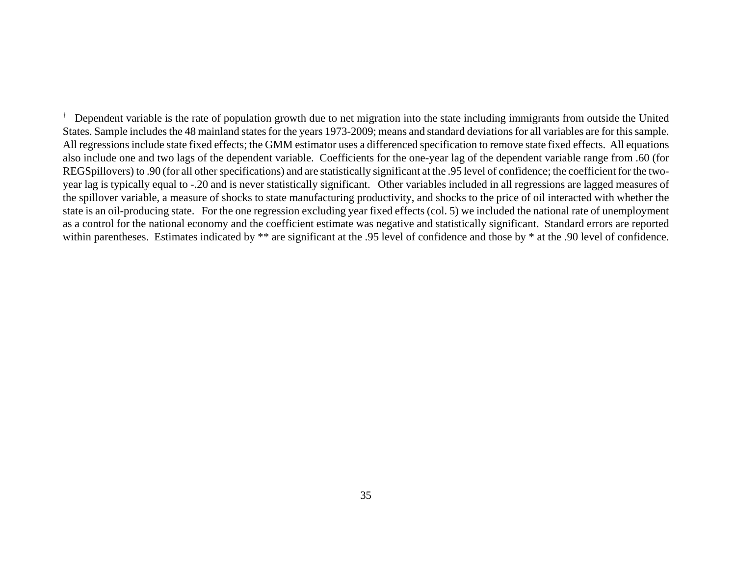† Dependent variable is the rate of population growth due to net migration into the state including immigrants from outside the United States. Sample includes the 48 mainland states for the years 1973-2009; means and standard deviations for all variables are for this sample. All regressions include state fixed effects; the GMM estimator uses a differenced specification to remove state fixed effects. All equations also include one and two lags of the dependent variable. Coefficients for the one-year lag of the dependent variable range from .60 (for REGSpillovers) to .90 (for all other specifications) and are statistically significant at the .95 level of confidence; the coefficient for the two-year lag is typically equal to -.20 and is never statistically significant. Other variables included in all regressions are lagged measures of the spillover variable, a measure of shocks to state manufacturing productivity, and shocks to the price of oil interacted with whether the state is an oil-producing state. For the one regression excluding year fixed effects (col. 5) we included the national rate of unemployment as a control for the national economy and the coefficient estimate was negative and statistically significant. Standard errors are reported within parentheses. Estimates indicated by ** are significant at the .95 level of confidence and those by * at the .90 level of confidence.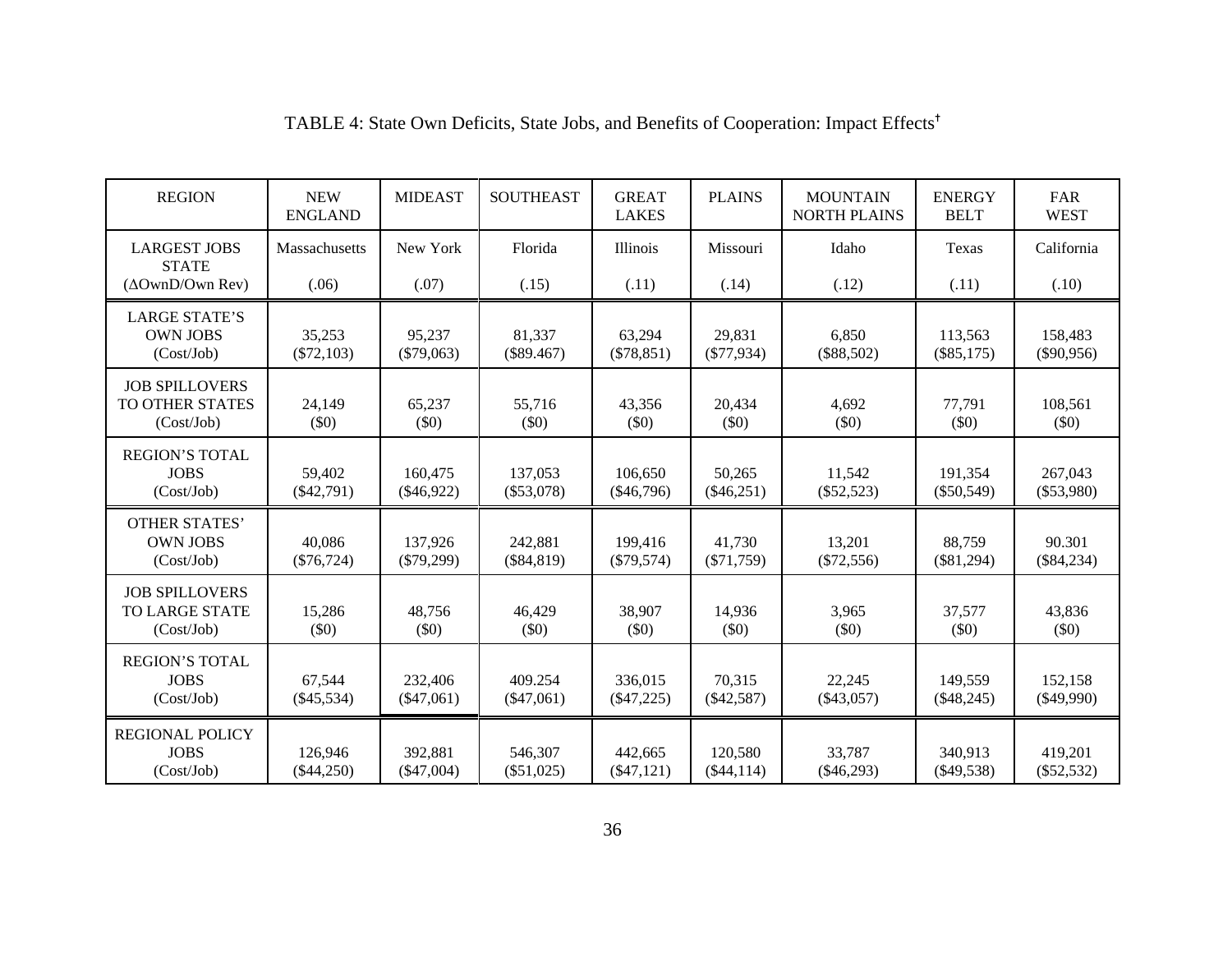TABLE 4: State Own Deficits, State Jobs, and Benefits of Cooperation: Impact Effects[†]

| REGION | NEW ENGLAND | MIDEAST | SOUTHEAST | GREAT LAKES | PLAINS | MOUNTAIN NORTH PLAINS | ENERGY BELT | FAR WEST |
|---|---|---|---|---|---|---|---|---|
| LARGEST JOBS STATE (ΔOwnD/Own Rev) | Massachusetts (.06) | New York (.07) | Florida (.15) | Illinois (.11) | Missouri (.14) | Idaho (.12) | Texas (.11) | California (.10) |
| LARGE STATE'S OWN JOBS (Cost/Job) | 35,253 ($72,103) | 95,237 ($79,063) | 81,337 ($89.467) | 63,294 ($78,851) | 29,831 ($77,934) | 6,850 ($88,502) | 113,563 ($85,175) | 158,483 ($90,956) |
| JOB SPILLOVERS TO OTHER STATES (Cost/Job) | 24,149 ($0) | 65,237 ($0) | 55,716 ($0) | 43,356 ($0) | 20,434 ($0) | 4,692 ($0) | 77,791 ($0) | 108,561 ($0) |
| REGION'S TOTAL JOBS (Cost/Job) | 59,402 ($42,791) | 160,475 ($46,922) | 137,053 ($53,078) | 106,650 ($46,796) | 50,265 ($46,251) | 11,542 ($52,523) | 191,354 ($50,549) | 267,043 ($53,980) |
| OTHER STATES' OWN JOBS (Cost/Job) | 40,086 ($76,724) | 137,926 ($79,299) | 242,881 ($84,819) | 199,416 ($79,574) | 41,730 ($71,759) | 13,201 ($72,556) | 88,759 ($81,294) | 90.301 ($84,234) |
| JOB SPILLOVERS TO LARGE STATE (Cost/Job) | 15,286 ($0) | 48,756 ($0) | 46,429 ($0) | 38,907 ($0) | 14,936 ($0) | 3,965 ($0) | 37,577 ($0) | 43,836 ($0) |
| REGION'S TOTAL JOBS (Cost/Job) | 67,544 ($45,534) | 232,406 ($47,061) | 409.254 ($47,061) | 336,015 ($47,225) | 70,315 ($42,587) | 22,245 ($43,057) | 149,559 ($48,245) | 152,158 ($49,990) |
| REGIONAL POLICY JOBS (Cost/Job) | 126,946 ($44,250) | 392,881 ($47,004) | 546,307 ($51,025) | 442,665 ($47,121) | 120,580 ($44,114) | 33,787 ($46,293) | 340,913 ($49,538) | 419,201 ($52,532) |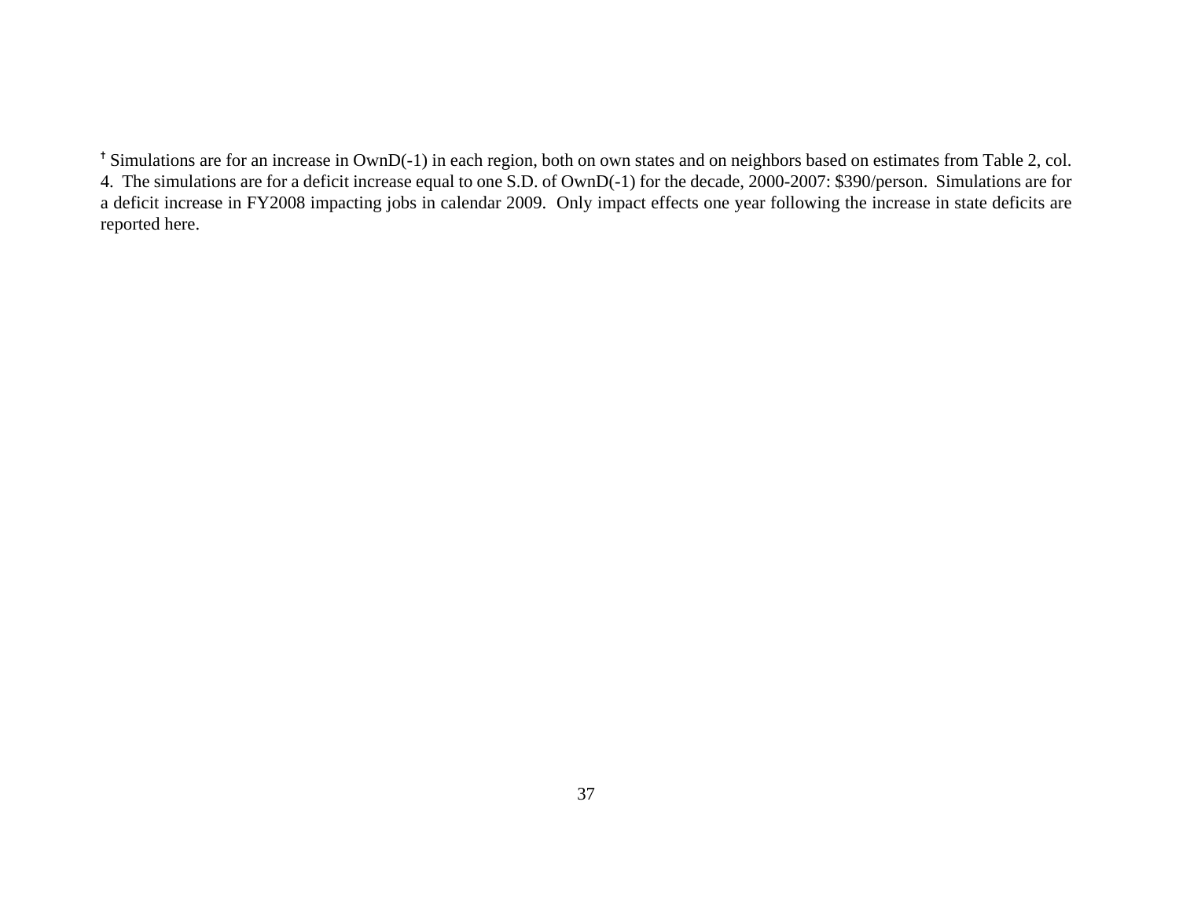† Simulations are for an increase in OwnD(-1) in each region, both on own states and on neighbors based on estimates from Table 2, col. 4. The simulations are for a deficit increase equal to one S.D. of OwnD(-1) for the decade, 2000-2007: $390/person. Simulations are for a deficit increase in FY2008 impacting jobs in calendar 2009. Only impact effects one year following the increase in state deficits are reported here.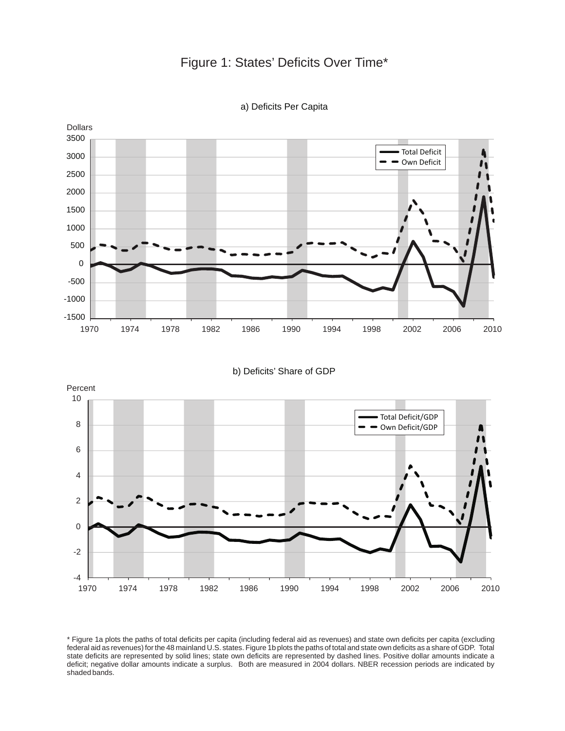# Figure 1: States' Deficits Over Time*

a) Deficits Per Capita

b) Deficits' Share of GDP

\* Figure 1a plots the paths of total deficits per capita (including federal aid as revenues) and state own deficits per capita (excluding federal aid as revenues) for the 48 mainland U.S. states. Figure 1b plots the paths of total and state own deficits as a share of GDP. Total state deficits are represented by solid lines; state own deficits are represented by dashed lines. Positive dollar amounts indicate a deficit; negative dollar amounts indicate a surplus. Both are measured in 2004 dollars. NBER recession periods are indicated by shaded bands.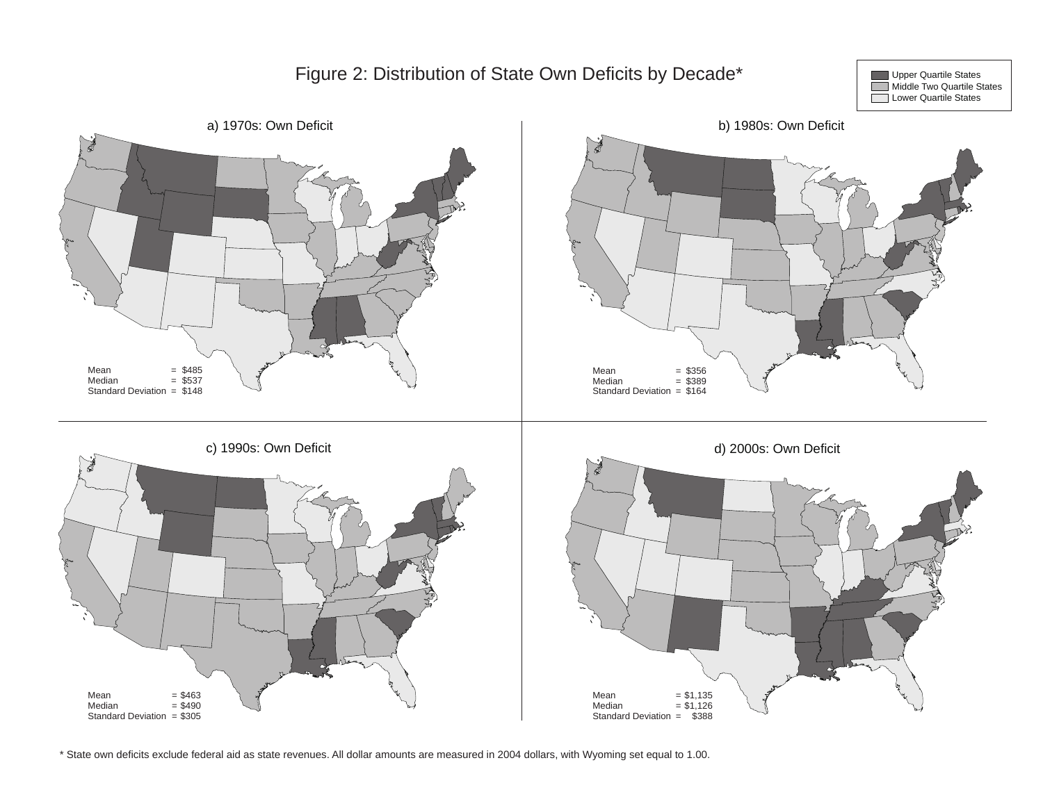# Figure 2: Distribution of State Own Deficits by Decade*

Legend: Upper Quartile States; Middle Two Quartile States; Lower Quartile States

**a) 1970s: Own Deficit**

Mean = $485
Median = $537
Standard Deviation = $148

**b) 1980s: Own Deficit**

Mean = $356
Median = $389
Standard Deviation = $164

**c) 1990s: Own Deficit**

Mean = $463
Median = $490
Standard Deviation = $305

**d) 2000s: Own Deficit**

Mean = $1,135
Median = $1,126
Standard Deviation = $388

\* State own deficits exclude federal aid as state revenues. All dollar amounts are measured in 2004 dollars, with Wyoming set equal to 1.00.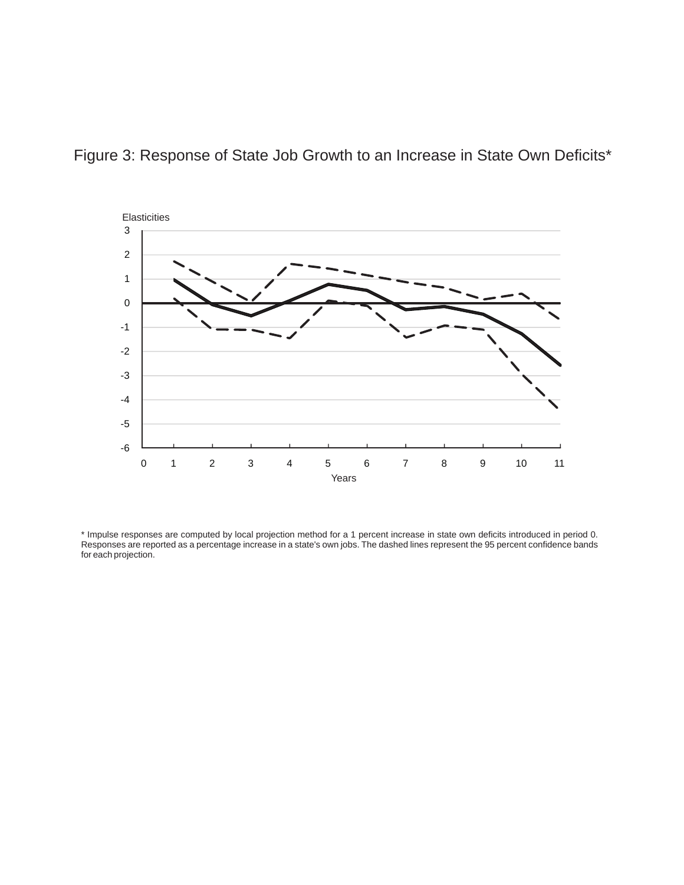Figure 3: Response of State Job Growth to an Increase in State Own Deficits*

Elasticities

3
2
1
0
-1
-2
-3
-4
-5
-6

0 1 2 3 4 5 6 7 8 9 10 11

Years

\* Impulse responses are computed by local projection method for a 1 percent increase in state own deficits introduced in period 0. Responses are reported as a percentage increase in a state's own jobs. The dashed lines represent the 95 percent confidence bands for each projection.